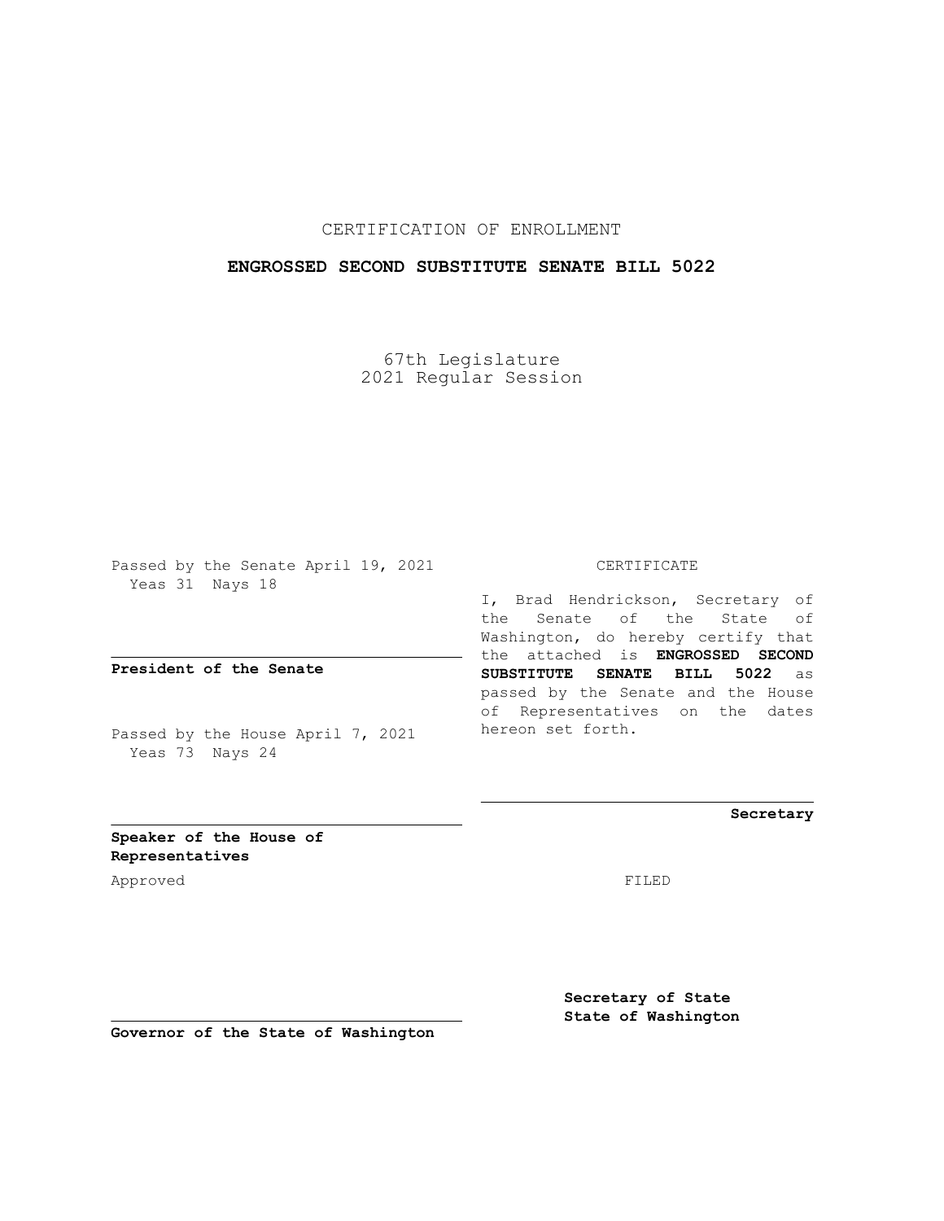CERTIFICATION OF ENROLLMENT

**ENGROSSED SECOND SUBSTITUTE SENATE BILL 5022**

67th Legislature
2021 Regular Session

Passed by the Senate April 19, 2021
Yeas 31 Nays 18

**President of the Senate**

Passed by the House April 7, 2021
Yeas 73 Nays 24

**Speaker of the House of Representatives**

CERTIFICATE

I, Brad Hendrickson, Secretary of the Senate of the State of Washington, do hereby certify that the attached is **ENGROSSED SECOND SUBSTITUTE SENATE BILL 5022** as passed by the Senate and the House of Representatives on the dates hereon set forth.

**Secretary**

Approved

FILED

**Governor of the State of Washington**

**Secretary of State**
**State of Washington**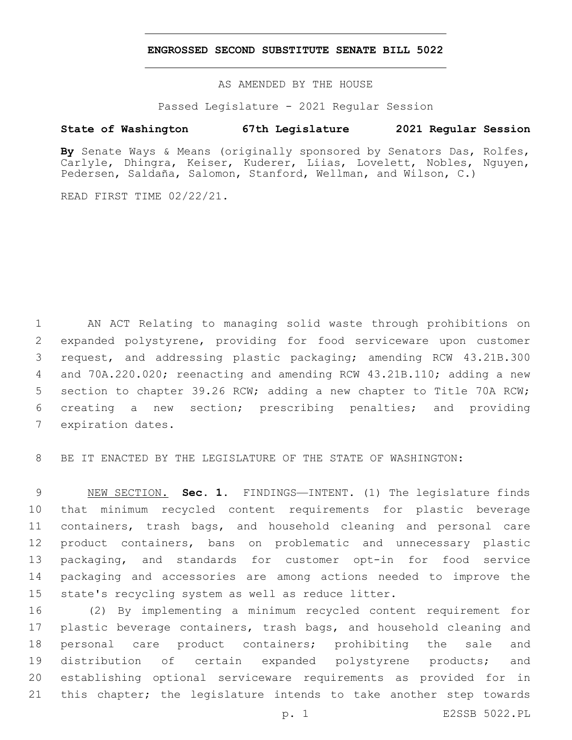**ENGROSSED SECOND SUBSTITUTE SENATE BILL 5022**

AS AMENDED BY THE HOUSE

Passed Legislature - 2021 Regular Session

**State of Washington 67th Legislature 2021 Regular Session**

**By** Senate Ways & Means (originally sponsored by Senators Das, Rolfes, Carlyle, Dhingra, Keiser, Kuderer, Liias, Lovelett, Nobles, Nguyen, Pedersen, Saldaña, Salomon, Stanford, Wellman, and Wilson, C.)

READ FIRST TIME 02/22/21.

1 AN ACT Relating to managing solid waste through prohibitions on
2 expanded polystyrene, providing for food serviceware upon customer
3 request, and addressing plastic packaging; amending RCW 43.21B.300
4 and 70A.220.020; reenacting and amending RCW 43.21B.110; adding a new
5 section to chapter 39.26 RCW; adding a new chapter to Title 70A RCW;
6 creating a new section; prescribing penalties; and providing
7 expiration dates.

8 BE IT ENACTED BY THE LEGISLATURE OF THE STATE OF WASHINGTON:

9 NEW SECTION. **Sec. 1.** FINDINGS—INTENT. (1) The legislature finds
10 that minimum recycled content requirements for plastic beverage
11 containers, trash bags, and household cleaning and personal care
12 product containers, bans on problematic and unnecessary plastic
13 packaging, and standards for customer opt-in for food service
14 packaging and accessories are among actions needed to improve the
15 state's recycling system as well as reduce litter.

16 (2) By implementing a minimum recycled content requirement for
17 plastic beverage containers, trash bags, and household cleaning and
18 personal care product containers; prohibiting the sale and
19 distribution of certain expanded polystyrene products; and
20 establishing optional serviceware requirements as provided for in
21 this chapter; the legislature intends to take another step towards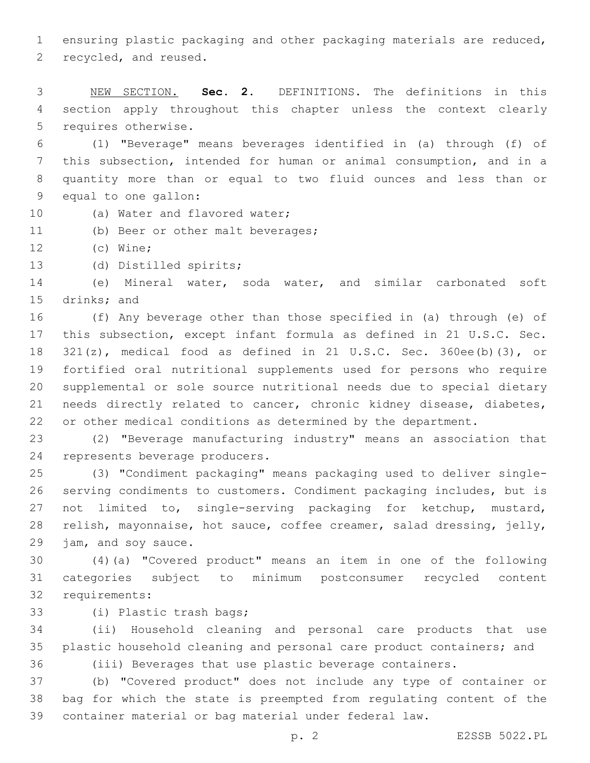ensuring plastic packaging and other packaging materials are reduced, recycled, and reused.

NEW SECTION. **Sec. 2.** DEFINITIONS. The definitions in this section apply throughout this chapter unless the context clearly requires otherwise.

(1) "Beverage" means beverages identified in (a) through (f) of this subsection, intended for human or animal consumption, and in a quantity more than or equal to two fluid ounces and less than or equal to one gallon:

(a) Water and flavored water;

(b) Beer or other malt beverages;

(c) Wine;

(d) Distilled spirits;

(e) Mineral water, soda water, and similar carbonated soft drinks; and

(f) Any beverage other than those specified in (a) through (e) of this subsection, except infant formula as defined in 21 U.S.C. Sec. 321(z), medical food as defined in 21 U.S.C. Sec. 360ee(b)(3), or fortified oral nutritional supplements used for persons who require supplemental or sole source nutritional needs due to special dietary needs directly related to cancer, chronic kidney disease, diabetes, or other medical conditions as determined by the department.

(2) "Beverage manufacturing industry" means an association that represents beverage producers.

(3) "Condiment packaging" means packaging used to deliver single-serving condiments to customers. Condiment packaging includes, but is not limited to, single-serving packaging for ketchup, mustard, relish, mayonnaise, hot sauce, coffee creamer, salad dressing, jelly, jam, and soy sauce.

(4)(a) "Covered product" means an item in one of the following categories subject to minimum postconsumer recycled content requirements:

(i) Plastic trash bags;

(ii) Household cleaning and personal care products that use plastic household cleaning and personal care product containers; and

(iii) Beverages that use plastic beverage containers.

(b) "Covered product" does not include any type of container or bag for which the state is preempted from regulating content of the container material or bag material under federal law.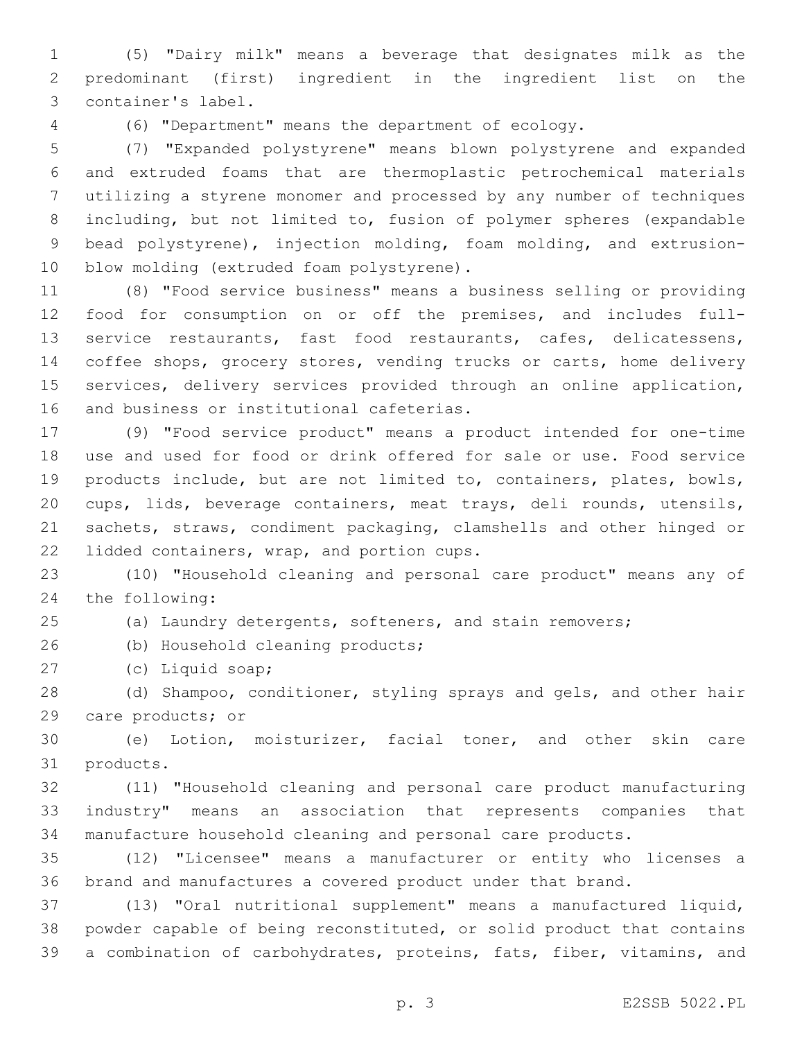(5) "Dairy milk" means a beverage that designates milk as the predominant (first) ingredient in the ingredient list on the container's label.

(6) "Department" means the department of ecology.

(7) "Expanded polystyrene" means blown polystyrene and expanded and extruded foams that are thermoplastic petrochemical materials utilizing a styrene monomer and processed by any number of techniques including, but not limited to, fusion of polymer spheres (expandable bead polystyrene), injection molding, foam molding, and extrusion-blow molding (extruded foam polystyrene).

(8) "Food service business" means a business selling or providing food for consumption on or off the premises, and includes full-service restaurants, fast food restaurants, cafes, delicatessens, coffee shops, grocery stores, vending trucks or carts, home delivery services, delivery services provided through an online application, and business or institutional cafeterias.

(9) "Food service product" means a product intended for one-time use and used for food or drink offered for sale or use. Food service products include, but are not limited to, containers, plates, bowls, cups, lids, beverage containers, meat trays, deli rounds, utensils, sachets, straws, condiment packaging, clamshells and other hinged or lidded containers, wrap, and portion cups.

(10) "Household cleaning and personal care product" means any of the following:

(a) Laundry detergents, softeners, and stain removers;

(b) Household cleaning products;

(c) Liquid soap;

(d) Shampoo, conditioner, styling sprays and gels, and other hair care products; or

(e) Lotion, moisturizer, facial toner, and other skin care products.

(11) "Household cleaning and personal care product manufacturing industry" means an association that represents companies that manufacture household cleaning and personal care products.

(12) "Licensee" means a manufacturer or entity who licenses a brand and manufactures a covered product under that brand.

(13) "Oral nutritional supplement" means a manufactured liquid, powder capable of being reconstituted, or solid product that contains a combination of carbohydrates, proteins, fats, fiber, vitamins, and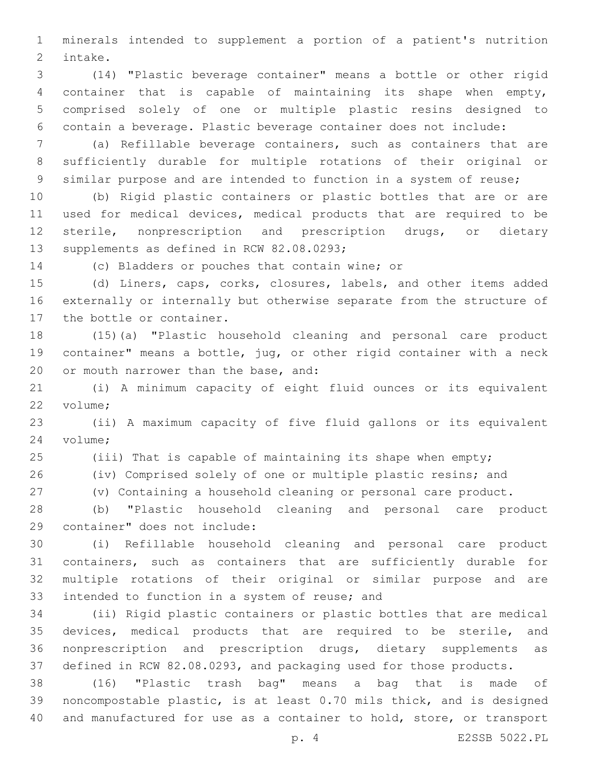minerals intended to supplement a portion of a patient's nutrition intake.

(14) "Plastic beverage container" means a bottle or other rigid container that is capable of maintaining its shape when empty, comprised solely of one or multiple plastic resins designed to contain a beverage. Plastic beverage container does not include:

(a) Refillable beverage containers, such as containers that are sufficiently durable for multiple rotations of their original or similar purpose and are intended to function in a system of reuse;

(b) Rigid plastic containers or plastic bottles that are or are used for medical devices, medical products that are required to be sterile, nonprescription and prescription drugs, or dietary supplements as defined in RCW 82.08.0293;

(c) Bladders or pouches that contain wine; or

(d) Liners, caps, corks, closures, labels, and other items added externally or internally but otherwise separate from the structure of the bottle or container.

(15)(a) "Plastic household cleaning and personal care product container" means a bottle, jug, or other rigid container with a neck or mouth narrower than the base, and:

(i) A minimum capacity of eight fluid ounces or its equivalent volume;

(ii) A maximum capacity of five fluid gallons or its equivalent volume;

(iii) That is capable of maintaining its shape when empty;

(iv) Comprised solely of one or multiple plastic resins; and

(v) Containing a household cleaning or personal care product.

(b) "Plastic household cleaning and personal care product container" does not include:

(i) Refillable household cleaning and personal care product containers, such as containers that are sufficiently durable for multiple rotations of their original or similar purpose and are intended to function in a system of reuse; and

(ii) Rigid plastic containers or plastic bottles that are medical devices, medical products that are required to be sterile, and nonprescription and prescription drugs, dietary supplements as defined in RCW 82.08.0293, and packaging used for those products.

(16) "Plastic trash bag" means a bag that is made of noncompostable plastic, is at least 0.70 mils thick, and is designed and manufactured for use as a container to hold, store, or transport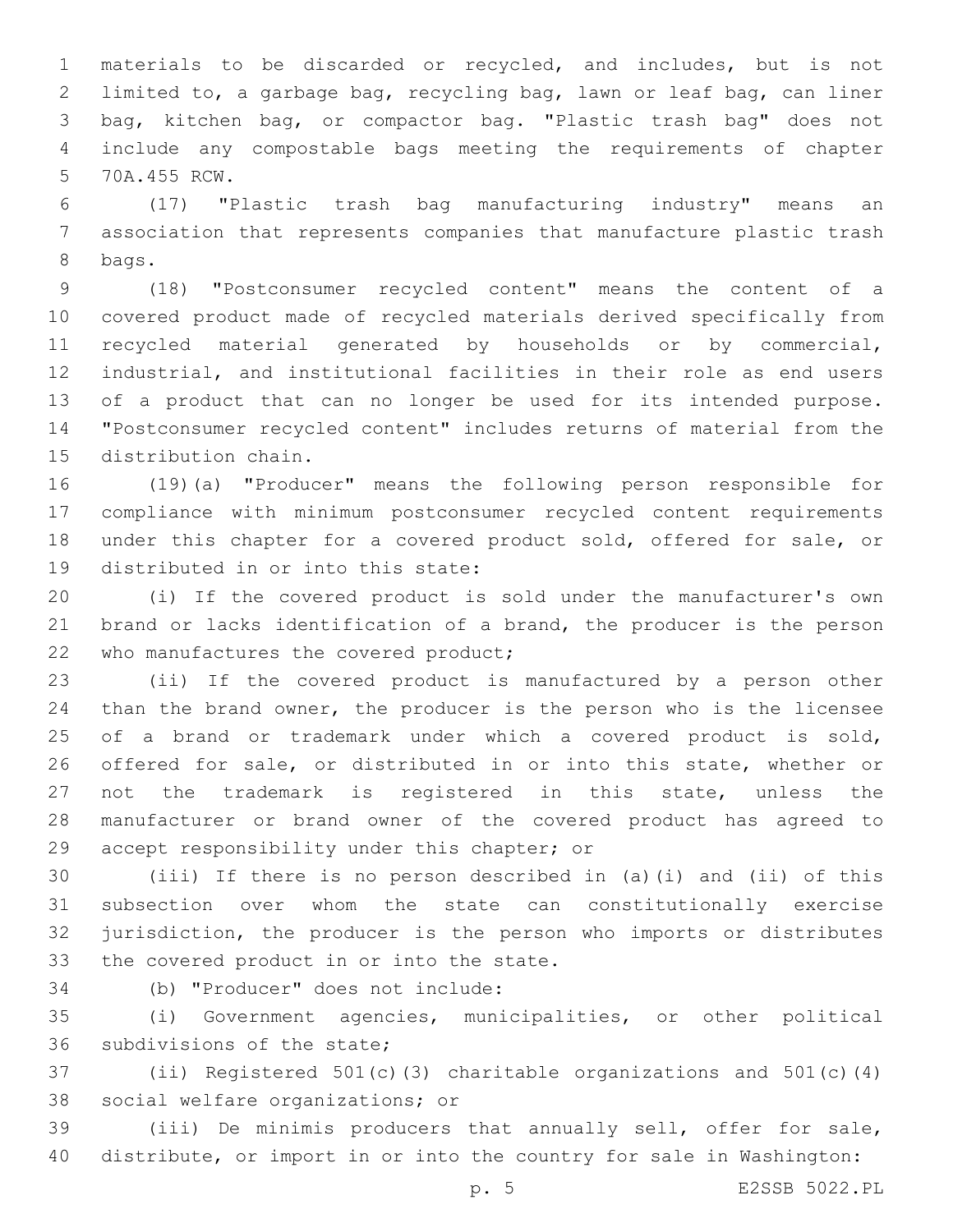materials to be discarded or recycled, and includes, but is not limited to, a garbage bag, recycling bag, lawn or leaf bag, can liner bag, kitchen bag, or compactor bag. "Plastic trash bag" does not include any compostable bags meeting the requirements of chapter 70A.455 RCW.

(17) "Plastic trash bag manufacturing industry" means an association that represents companies that manufacture plastic trash bags.

(18) "Postconsumer recycled content" means the content of a covered product made of recycled materials derived specifically from recycled material generated by households or by commercial, industrial, and institutional facilities in their role as end users of a product that can no longer be used for its intended purpose. "Postconsumer recycled content" includes returns of material from the distribution chain.

(19)(a) "Producer" means the following person responsible for compliance with minimum postconsumer recycled content requirements under this chapter for a covered product sold, offered for sale, or distributed in or into this state:

(i) If the covered product is sold under the manufacturer's own brand or lacks identification of a brand, the producer is the person who manufactures the covered product;

(ii) If the covered product is manufactured by a person other than the brand owner, the producer is the person who is the licensee of a brand or trademark under which a covered product is sold, offered for sale, or distributed in or into this state, whether or not the trademark is registered in this state, unless the manufacturer or brand owner of the covered product has agreed to accept responsibility under this chapter; or

(iii) If there is no person described in (a)(i) and (ii) of this subsection over whom the state can constitutionally exercise jurisdiction, the producer is the person who imports or distributes the covered product in or into the state.

(b) "Producer" does not include:

(i) Government agencies, municipalities, or other political subdivisions of the state;

(ii) Registered 501(c)(3) charitable organizations and 501(c)(4) social welfare organizations; or

(iii) De minimis producers that annually sell, offer for sale, distribute, or import in or into the country for sale in Washington: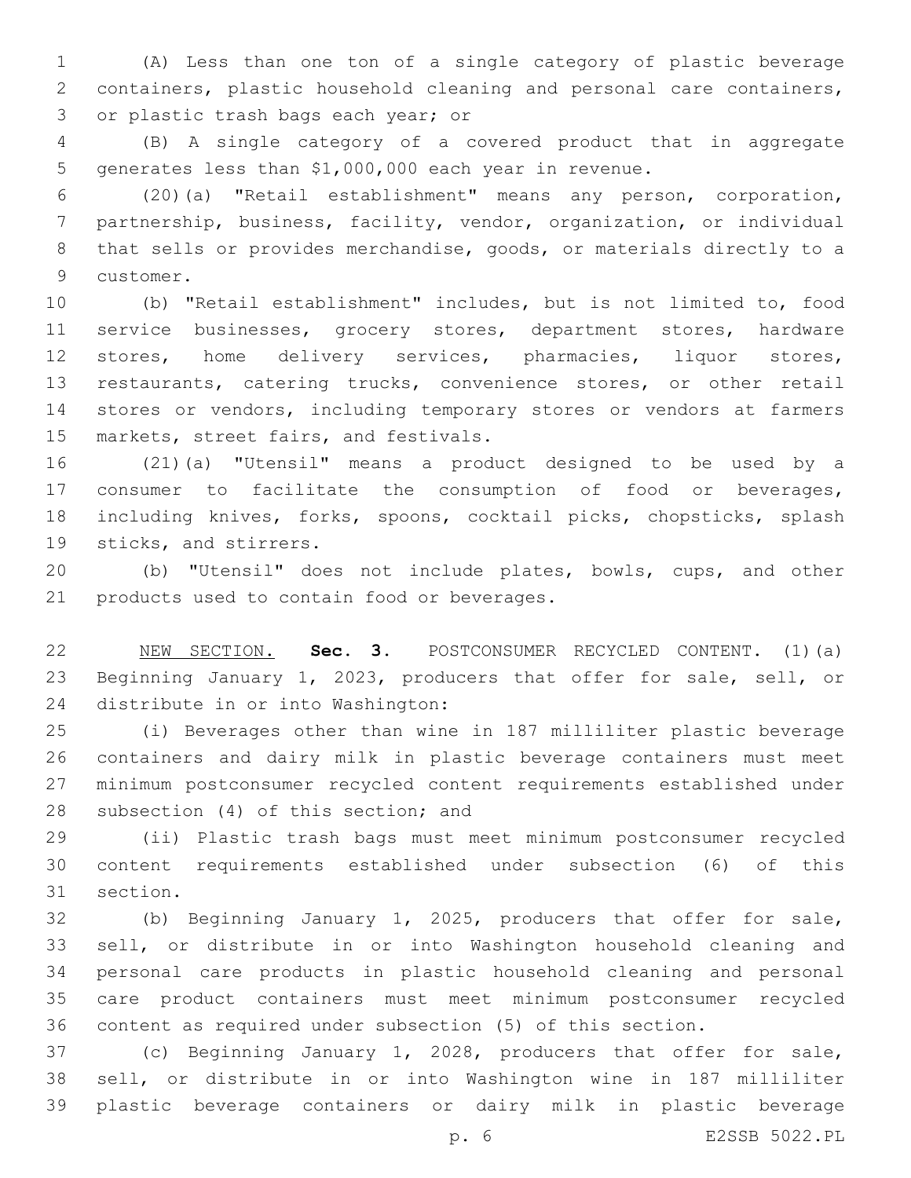(A) Less than one ton of a single category of plastic beverage containers, plastic household cleaning and personal care containers, or plastic trash bags each year; or

(B) A single category of a covered product that in aggregate generates less than $1,000,000 each year in revenue.

(20)(a) "Retail establishment" means any person, corporation, partnership, business, facility, vendor, organization, or individual that sells or provides merchandise, goods, or materials directly to a customer.

(b) "Retail establishment" includes, but is not limited to, food service businesses, grocery stores, department stores, hardware stores, home delivery services, pharmacies, liquor stores, restaurants, catering trucks, convenience stores, or other retail stores or vendors, including temporary stores or vendors at farmers markets, street fairs, and festivals.

(21)(a) "Utensil" means a product designed to be used by a consumer to facilitate the consumption of food or beverages, including knives, forks, spoons, cocktail picks, chopsticks, splash sticks, and stirrers.

(b) "Utensil" does not include plates, bowls, cups, and other products used to contain food or beverages.

NEW SECTION. **Sec. 3.** POSTCONSUMER RECYCLED CONTENT. (1)(a) Beginning January 1, 2023, producers that offer for sale, sell, or distribute in or into Washington:

(i) Beverages other than wine in 187 milliliter plastic beverage containers and dairy milk in plastic beverage containers must meet minimum postconsumer recycled content requirements established under subsection (4) of this section; and

(ii) Plastic trash bags must meet minimum postconsumer recycled content requirements established under subsection (6) of this section.

(b) Beginning January 1, 2025, producers that offer for sale, sell, or distribute in or into Washington household cleaning and personal care products in plastic household cleaning and personal care product containers must meet minimum postconsumer recycled content as required under subsection (5) of this section.

(c) Beginning January 1, 2028, producers that offer for sale, sell, or distribute in or into Washington wine in 187 milliliter plastic beverage containers or dairy milk in plastic beverage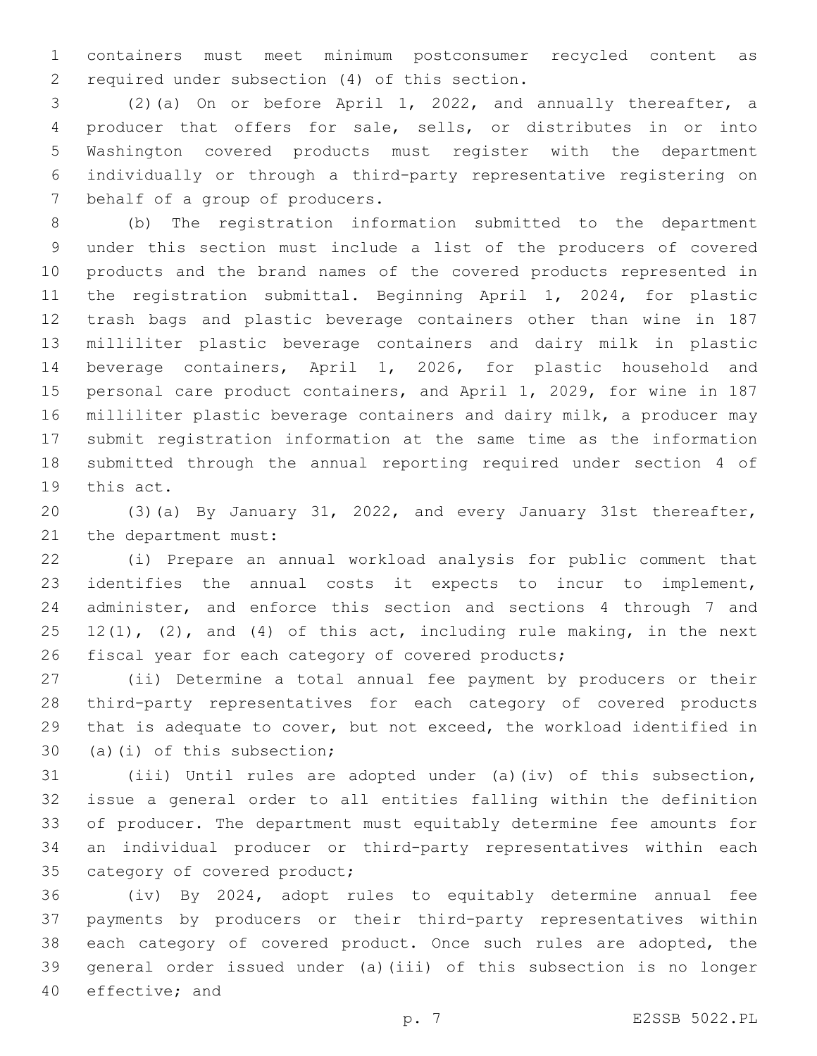containers must meet minimum postconsumer recycled content as required under subsection (4) of this section.

(2)(a) On or before April 1, 2022, and annually thereafter, a producer that offers for sale, sells, or distributes in or into Washington covered products must register with the department individually or through a third-party representative registering on behalf of a group of producers.

(b) The registration information submitted to the department under this section must include a list of the producers of covered products and the brand names of the covered products represented in the registration submittal. Beginning April 1, 2024, for plastic trash bags and plastic beverage containers other than wine in 187 milliliter plastic beverage containers and dairy milk in plastic beverage containers, April 1, 2026, for plastic household and personal care product containers, and April 1, 2029, for wine in 187 milliliter plastic beverage containers and dairy milk, a producer may submit registration information at the same time as the information submitted through the annual reporting required under section 4 of this act.

(3)(a) By January 31, 2022, and every January 31st thereafter, the department must:

(i) Prepare an annual workload analysis for public comment that identifies the annual costs it expects to incur to implement, administer, and enforce this section and sections 4 through 7 and 12(1), (2), and (4) of this act, including rule making, in the next fiscal year for each category of covered products;

(ii) Determine a total annual fee payment by producers or their third-party representatives for each category of covered products that is adequate to cover, but not exceed, the workload identified in (a)(i) of this subsection;

(iii) Until rules are adopted under (a)(iv) of this subsection, issue a general order to all entities falling within the definition of producer. The department must equitably determine fee amounts for an individual producer or third-party representatives within each category of covered product;

(iv) By 2024, adopt rules to equitably determine annual fee payments by producers or their third-party representatives within each category of covered product. Once such rules are adopted, the general order issued under (a)(iii) of this subsection is no longer effective; and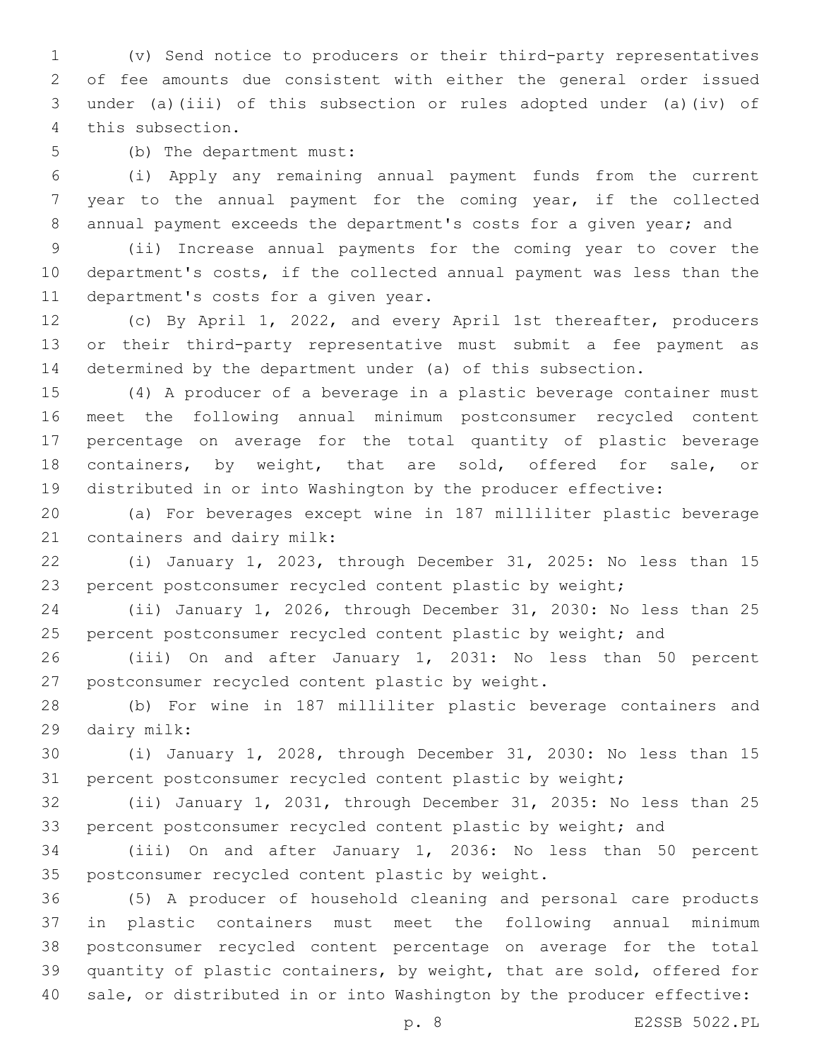(v) Send notice to producers or their third-party representatives of fee amounts due consistent with either the general order issued under (a)(iii) of this subsection or rules adopted under (a)(iv) of this subsection.

(b) The department must:

(i) Apply any remaining annual payment funds from the current year to the annual payment for the coming year, if the collected annual payment exceeds the department's costs for a given year; and

(ii) Increase annual payments for the coming year to cover the department's costs, if the collected annual payment was less than the department's costs for a given year.

(c) By April 1, 2022, and every April 1st thereafter, producers or their third-party representative must submit a fee payment as determined by the department under (a) of this subsection.

(4) A producer of a beverage in a plastic beverage container must meet the following annual minimum postconsumer recycled content percentage on average for the total quantity of plastic beverage containers, by weight, that are sold, offered for sale, or distributed in or into Washington by the producer effective:

(a) For beverages except wine in 187 milliliter plastic beverage containers and dairy milk:

(i) January 1, 2023, through December 31, 2025: No less than 15 percent postconsumer recycled content plastic by weight;

(ii) January 1, 2026, through December 31, 2030: No less than 25 percent postconsumer recycled content plastic by weight; and

(iii) On and after January 1, 2031: No less than 50 percent postconsumer recycled content plastic by weight.

(b) For wine in 187 milliliter plastic beverage containers and dairy milk:

(i) January 1, 2028, through December 31, 2030: No less than 15 percent postconsumer recycled content plastic by weight;

(ii) January 1, 2031, through December 31, 2035: No less than 25 percent postconsumer recycled content plastic by weight; and

(iii) On and after January 1, 2036: No less than 50 percent postconsumer recycled content plastic by weight.

(5) A producer of household cleaning and personal care products in plastic containers must meet the following annual minimum postconsumer recycled content percentage on average for the total quantity of plastic containers, by weight, that are sold, offered for sale, or distributed in or into Washington by the producer effective: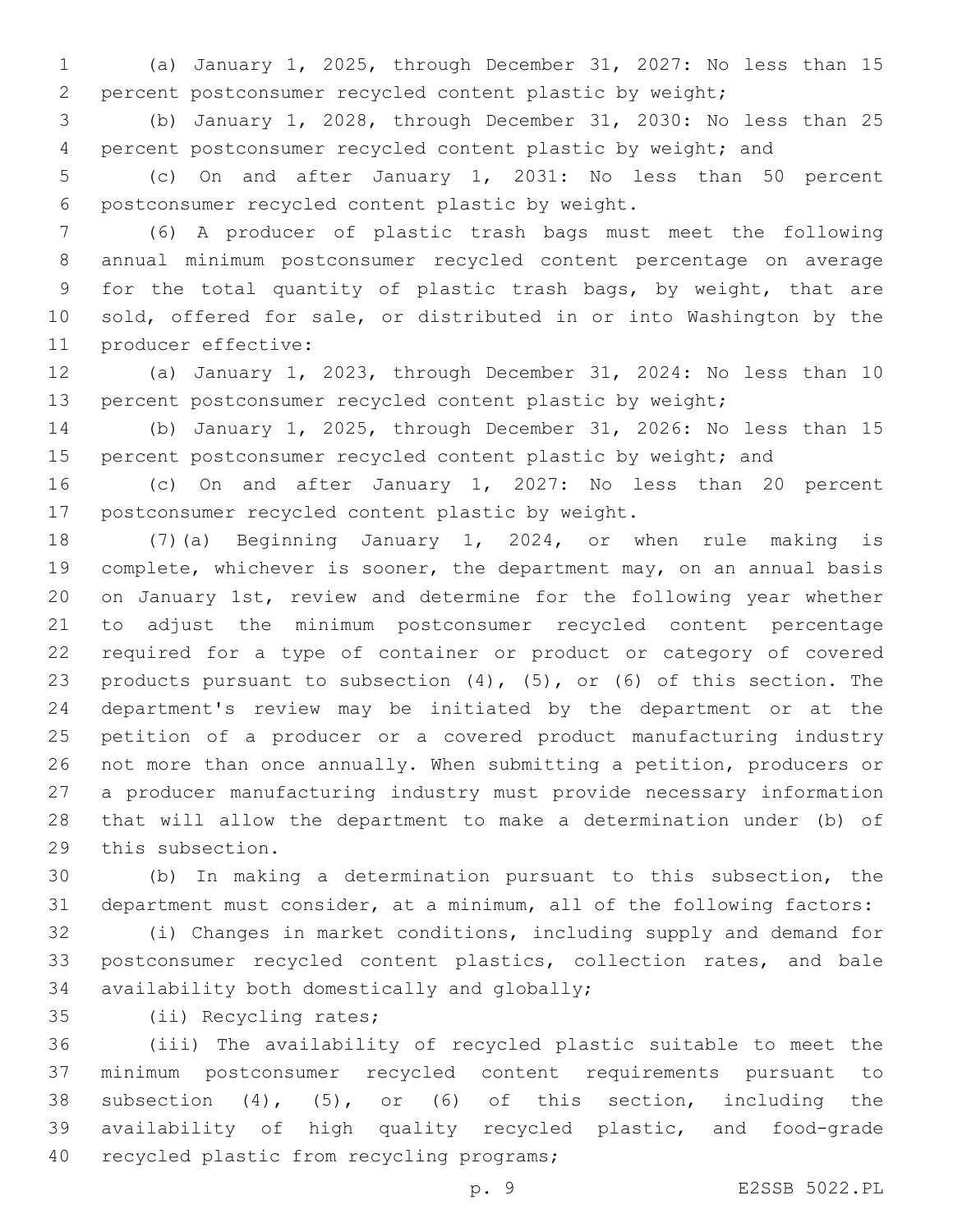(a) January 1, 2025, through December 31, 2027: No less than 15 percent postconsumer recycled content plastic by weight;

(b) January 1, 2028, through December 31, 2030: No less than 25 percent postconsumer recycled content plastic by weight; and

(c) On and after January 1, 2031: No less than 50 percent postconsumer recycled content plastic by weight.

(6) A producer of plastic trash bags must meet the following annual minimum postconsumer recycled content percentage on average for the total quantity of plastic trash bags, by weight, that are sold, offered for sale, or distributed in or into Washington by the producer effective:

(a) January 1, 2023, through December 31, 2024: No less than 10 percent postconsumer recycled content plastic by weight;

(b) January 1, 2025, through December 31, 2026: No less than 15 percent postconsumer recycled content plastic by weight; and

(c) On and after January 1, 2027: No less than 20 percent postconsumer recycled content plastic by weight.

(7)(a) Beginning January 1, 2024, or when rule making is complete, whichever is sooner, the department may, on an annual basis on January 1st, review and determine for the following year whether to adjust the minimum postconsumer recycled content percentage required for a type of container or product or category of covered products pursuant to subsection (4), (5), or (6) of this section. The department's review may be initiated by the department or at the petition of a producer or a covered product manufacturing industry not more than once annually. When submitting a petition, producers or a producer manufacturing industry must provide necessary information that will allow the department to make a determination under (b) of this subsection.

(b) In making a determination pursuant to this subsection, the department must consider, at a minimum, all of the following factors:

(i) Changes in market conditions, including supply and demand for postconsumer recycled content plastics, collection rates, and bale availability both domestically and globally;

(ii) Recycling rates;

(iii) The availability of recycled plastic suitable to meet the minimum postconsumer recycled content requirements pursuant to subsection (4), (5), or (6) of this section, including the availability of high quality recycled plastic, and food-grade recycled plastic from recycling programs;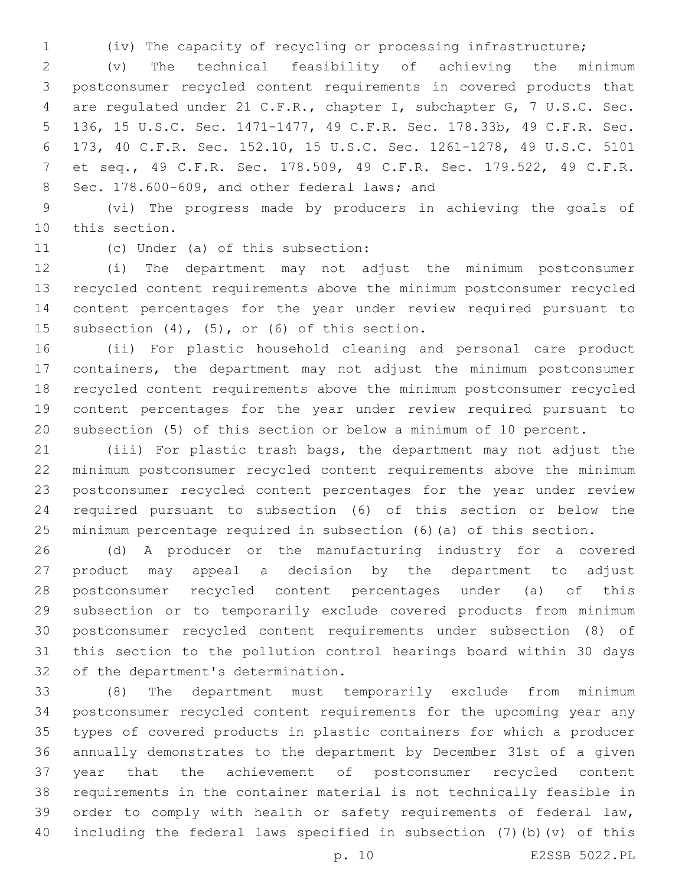(iv) The capacity of recycling or processing infrastructure;

(v) The technical feasibility of achieving the minimum postconsumer recycled content requirements in covered products that are regulated under 21 C.F.R., chapter I, subchapter G, 7 U.S.C. Sec. 136, 15 U.S.C. Sec. 1471-1477, 49 C.F.R. Sec. 178.33b, 49 C.F.R. Sec. 173, 40 C.F.R. Sec. 152.10, 15 U.S.C. Sec. 1261-1278, 49 U.S.C. 5101 et seq., 49 C.F.R. Sec. 178.509, 49 C.F.R. Sec. 179.522, 49 C.F.R. Sec. 178.600-609, and other federal laws; and

(vi) The progress made by producers in achieving the goals of this section.

(c) Under (a) of this subsection:

(i) The department may not adjust the minimum postconsumer recycled content requirements above the minimum postconsumer recycled content percentages for the year under review required pursuant to subsection (4), (5), or (6) of this section.

(ii) For plastic household cleaning and personal care product containers, the department may not adjust the minimum postconsumer recycled content requirements above the minimum postconsumer recycled content percentages for the year under review required pursuant to subsection (5) of this section or below a minimum of 10 percent.

(iii) For plastic trash bags, the department may not adjust the minimum postconsumer recycled content requirements above the minimum postconsumer recycled content percentages for the year under review required pursuant to subsection (6) of this section or below the minimum percentage required in subsection (6)(a) of this section.

(d) A producer or the manufacturing industry for a covered product may appeal a decision by the department to adjust postconsumer recycled content percentages under (a) of this subsection or to temporarily exclude covered products from minimum postconsumer recycled content requirements under subsection (8) of this section to the pollution control hearings board within 30 days of the department's determination.

(8) The department must temporarily exclude from minimum postconsumer recycled content requirements for the upcoming year any types of covered products in plastic containers for which a producer annually demonstrates to the department by December 31st of a given year that the achievement of postconsumer recycled content requirements in the container material is not technically feasible in order to comply with health or safety requirements of federal law, including the federal laws specified in subsection (7)(b)(v) of this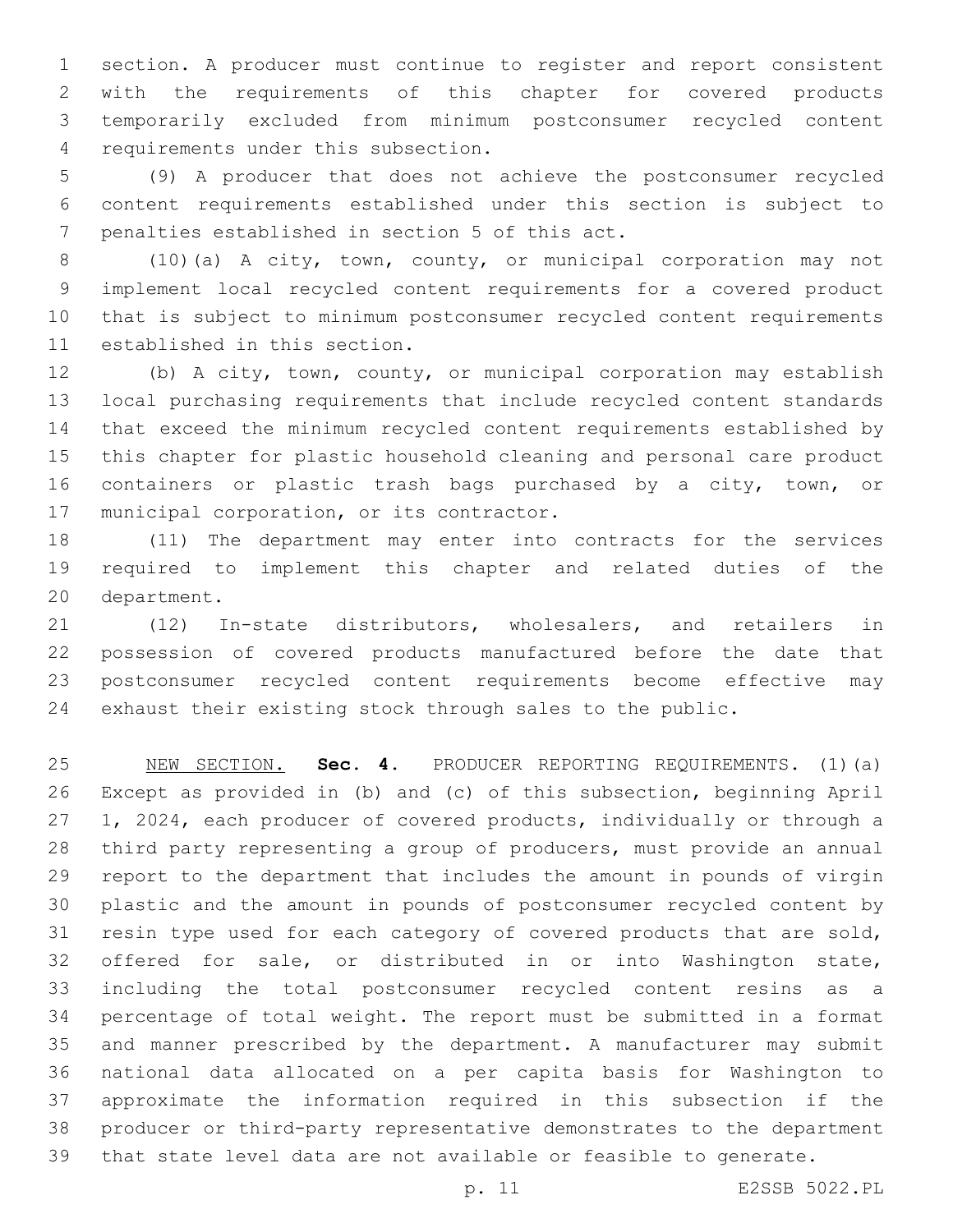section. A producer must continue to register and report consistent with the requirements of this chapter for covered products temporarily excluded from minimum postconsumer recycled content requirements under this subsection.

(9) A producer that does not achieve the postconsumer recycled content requirements established under this section is subject to penalties established in section 5 of this act.

(10)(a) A city, town, county, or municipal corporation may not implement local recycled content requirements for a covered product that is subject to minimum postconsumer recycled content requirements established in this section.

(b) A city, town, county, or municipal corporation may establish local purchasing requirements that include recycled content standards that exceed the minimum recycled content requirements established by this chapter for plastic household cleaning and personal care product containers or plastic trash bags purchased by a city, town, or municipal corporation, or its contractor.

(11) The department may enter into contracts for the services required to implement this chapter and related duties of the department.

(12) In-state distributors, wholesalers, and retailers in possession of covered products manufactured before the date that postconsumer recycled content requirements become effective may exhaust their existing stock through sales to the public.

NEW SECTION. **Sec. 4.** PRODUCER REPORTING REQUIREMENTS. (1)(a) Except as provided in (b) and (c) of this subsection, beginning April 1, 2024, each producer of covered products, individually or through a third party representing a group of producers, must provide an annual report to the department that includes the amount in pounds of virgin plastic and the amount in pounds of postconsumer recycled content by resin type used for each category of covered products that are sold, offered for sale, or distributed in or into Washington state, including the total postconsumer recycled content resins as a percentage of total weight. The report must be submitted in a format and manner prescribed by the department. A manufacturer may submit national data allocated on a per capita basis for Washington to approximate the information required in this subsection if the producer or third-party representative demonstrates to the department that state level data are not available or feasible to generate.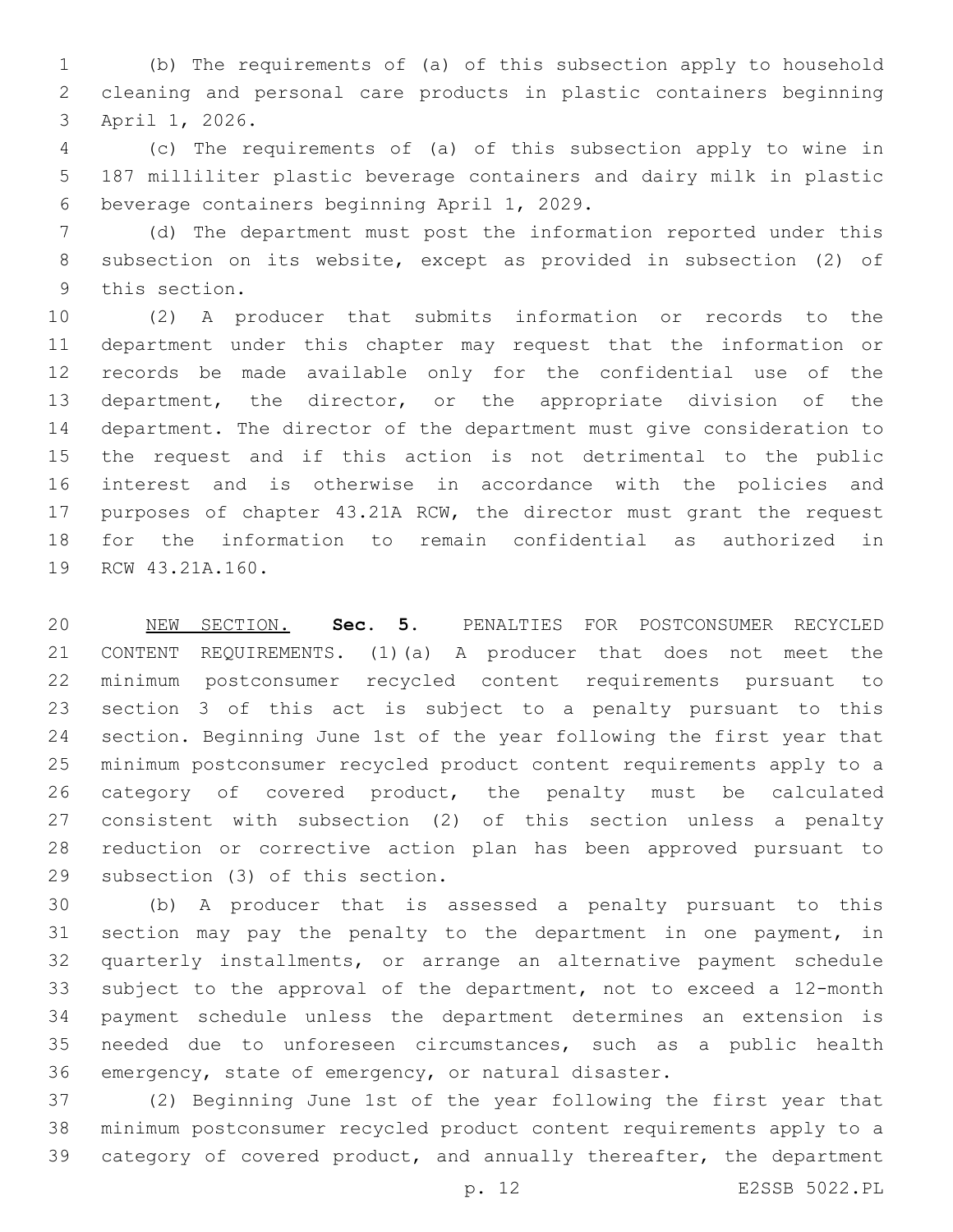(b) The requirements of (a) of this subsection apply to household cleaning and personal care products in plastic containers beginning April 1, 2026.

(c) The requirements of (a) of this subsection apply to wine in 187 milliliter plastic beverage containers and dairy milk in plastic beverage containers beginning April 1, 2029.

(d) The department must post the information reported under this subsection on its website, except as provided in subsection (2) of this section.

(2) A producer that submits information or records to the department under this chapter may request that the information or records be made available only for the confidential use of the department, the director, or the appropriate division of the department. The director of the department must give consideration to the request and if this action is not detrimental to the public interest and is otherwise in accordance with the policies and purposes of chapter 43.21A RCW, the director must grant the request for the information to remain confidential as authorized in RCW 43.21A.160.

NEW SECTION. **Sec. 5.** PENALTIES FOR POSTCONSUMER RECYCLED CONTENT REQUIREMENTS. (1)(a) A producer that does not meet the minimum postconsumer recycled content requirements pursuant to section 3 of this act is subject to a penalty pursuant to this section. Beginning June 1st of the year following the first year that minimum postconsumer recycled product content requirements apply to a category of covered product, the penalty must be calculated consistent with subsection (2) of this section unless a penalty reduction or corrective action plan has been approved pursuant to subsection (3) of this section.

(b) A producer that is assessed a penalty pursuant to this section may pay the penalty to the department in one payment, in quarterly installments, or arrange an alternative payment schedule subject to the approval of the department, not to exceed a 12-month payment schedule unless the department determines an extension is needed due to unforeseen circumstances, such as a public health emergency, state of emergency, or natural disaster.

(2) Beginning June 1st of the year following the first year that minimum postconsumer recycled product content requirements apply to a category of covered product, and annually thereafter, the department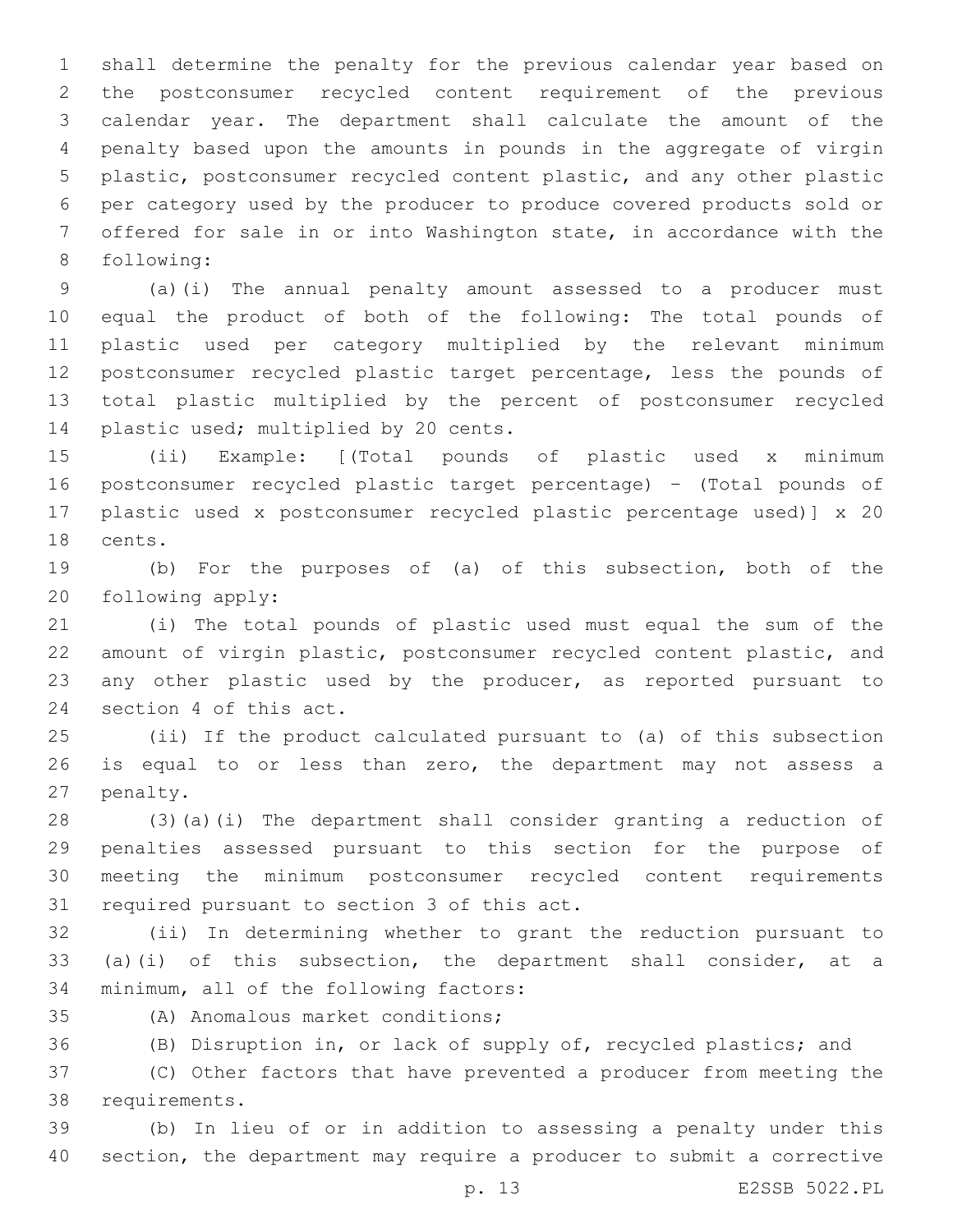shall determine the penalty for the previous calendar year based on the postconsumer recycled content requirement of the previous calendar year. The department shall calculate the amount of the penalty based upon the amounts in pounds in the aggregate of virgin plastic, postconsumer recycled content plastic, and any other plastic per category used by the producer to produce covered products sold or offered for sale in or into Washington state, in accordance with the following:

(a)(i) The annual penalty amount assessed to a producer must equal the product of both of the following: The total pounds of plastic used per category multiplied by the relevant minimum postconsumer recycled plastic target percentage, less the pounds of total plastic multiplied by the percent of postconsumer recycled plastic used; multiplied by 20 cents.

(ii) Example: [(Total pounds of plastic used x minimum postconsumer recycled plastic target percentage) - (Total pounds of plastic used x postconsumer recycled plastic percentage used)] x 20 cents.

(b) For the purposes of (a) of this subsection, both of the following apply:

(i) The total pounds of plastic used must equal the sum of the amount of virgin plastic, postconsumer recycled content plastic, and any other plastic used by the producer, as reported pursuant to section 4 of this act.

(ii) If the product calculated pursuant to (a) of this subsection is equal to or less than zero, the department may not assess a penalty.

(3)(a)(i) The department shall consider granting a reduction of penalties assessed pursuant to this section for the purpose of meeting the minimum postconsumer recycled content requirements required pursuant to section 3 of this act.

(ii) In determining whether to grant the reduction pursuant to (a)(i) of this subsection, the department shall consider, at a minimum, all of the following factors:

(A) Anomalous market conditions;

(B) Disruption in, or lack of supply of, recycled plastics; and

(C) Other factors that have prevented a producer from meeting the requirements.

(b) In lieu of or in addition to assessing a penalty under this section, the department may require a producer to submit a corrective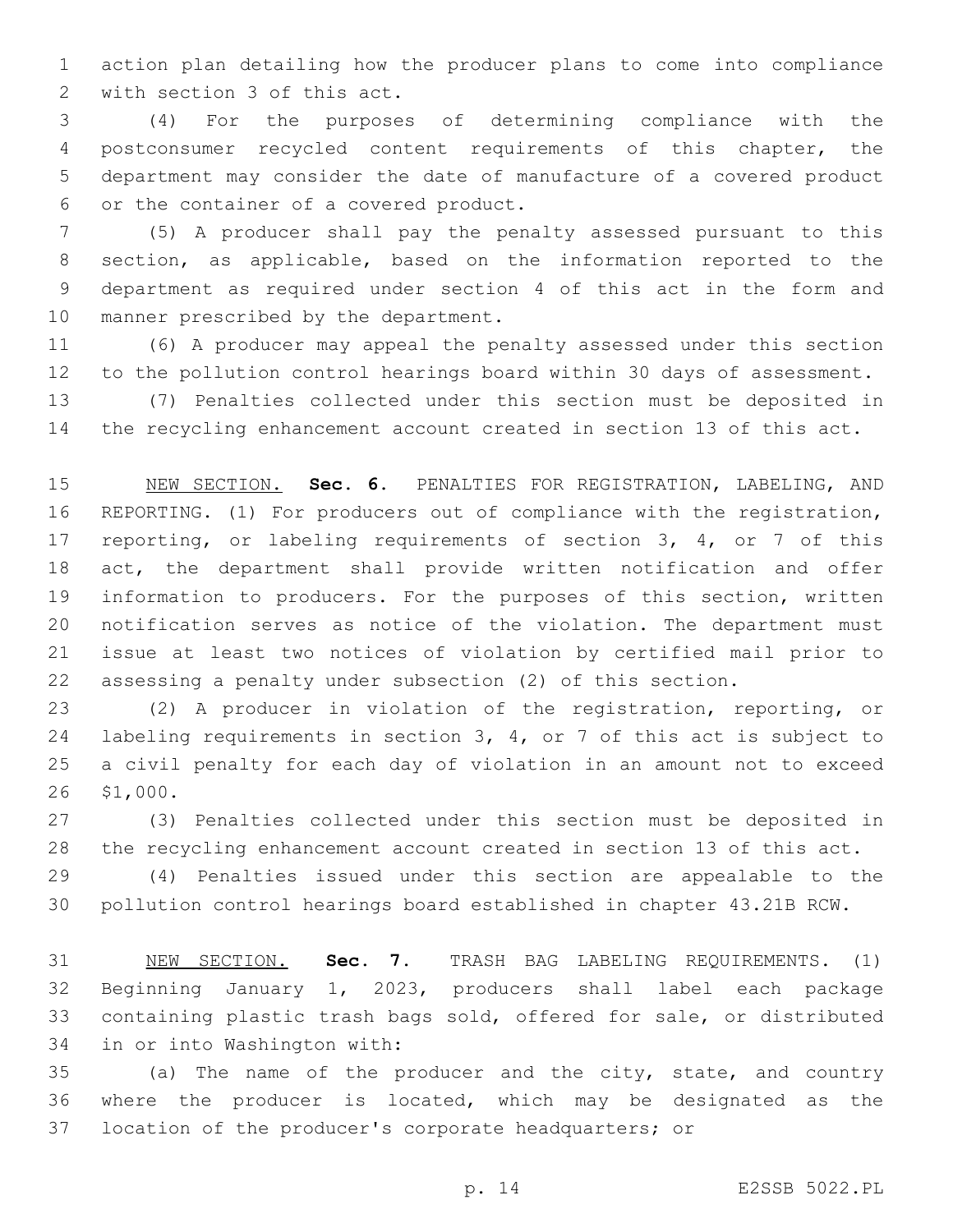action plan detailing how the producer plans to come into compliance with section 3 of this act.

(4) For the purposes of determining compliance with the postconsumer recycled content requirements of this chapter, the department may consider the date of manufacture of a covered product or the container of a covered product.

(5) A producer shall pay the penalty assessed pursuant to this section, as applicable, based on the information reported to the department as required under section 4 of this act in the form and manner prescribed by the department.

(6) A producer may appeal the penalty assessed under this section to the pollution control hearings board within 30 days of assessment.

(7) Penalties collected under this section must be deposited in the recycling enhancement account created in section 13 of this act.

NEW SECTION. **Sec. 6.** PENALTIES FOR REGISTRATION, LABELING, AND REPORTING. (1) For producers out of compliance with the registration, reporting, or labeling requirements of section 3, 4, or 7 of this act, the department shall provide written notification and offer information to producers. For the purposes of this section, written notification serves as notice of the violation. The department must issue at least two notices of violation by certified mail prior to assessing a penalty under subsection (2) of this section.

(2) A producer in violation of the registration, reporting, or labeling requirements in section 3, 4, or 7 of this act is subject to a civil penalty for each day of violation in an amount not to exceed $1,000.

(3) Penalties collected under this section must be deposited in the recycling enhancement account created in section 13 of this act.

(4) Penalties issued under this section are appealable to the pollution control hearings board established in chapter 43.21B RCW.

NEW SECTION. **Sec. 7.** TRASH BAG LABELING REQUIREMENTS. (1) Beginning January 1, 2023, producers shall label each package containing plastic trash bags sold, offered for sale, or distributed in or into Washington with:

(a) The name of the producer and the city, state, and country where the producer is located, which may be designated as the location of the producer's corporate headquarters; or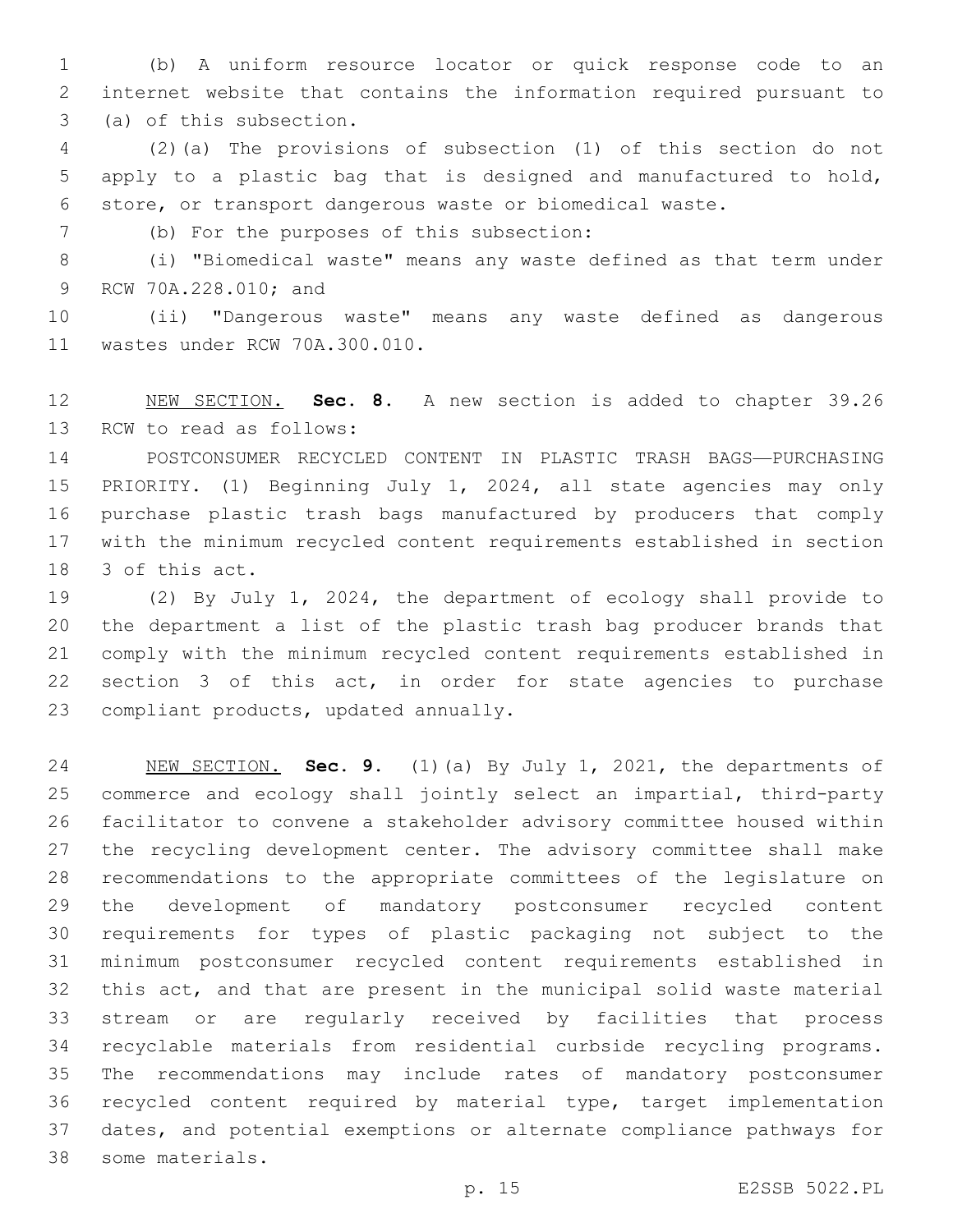(b) A uniform resource locator or quick response code to an internet website that contains the information required pursuant to (a) of this subsection.

(2)(a) The provisions of subsection (1) of this section do not apply to a plastic bag that is designed and manufactured to hold, store, or transport dangerous waste or biomedical waste.

(b) For the purposes of this subsection:

(i) "Biomedical waste" means any waste defined as that term under RCW 70A.228.010; and

(ii) "Dangerous waste" means any waste defined as dangerous wastes under RCW 70A.300.010.

NEW SECTION. **Sec. 8.** A new section is added to chapter 39.26 RCW to read as follows:

POSTCONSUMER RECYCLED CONTENT IN PLASTIC TRASH BAGS—PURCHASING PRIORITY. (1) Beginning July 1, 2024, all state agencies may only purchase plastic trash bags manufactured by producers that comply with the minimum recycled content requirements established in section 3 of this act.

(2) By July 1, 2024, the department of ecology shall provide to the department a list of the plastic trash bag producer brands that comply with the minimum recycled content requirements established in section 3 of this act, in order for state agencies to purchase compliant products, updated annually.

NEW SECTION. **Sec. 9.** (1)(a) By July 1, 2021, the departments of commerce and ecology shall jointly select an impartial, third-party facilitator to convene a stakeholder advisory committee housed within the recycling development center. The advisory committee shall make recommendations to the appropriate committees of the legislature on the development of mandatory postconsumer recycled content requirements for types of plastic packaging not subject to the minimum postconsumer recycled content requirements established in this act, and that are present in the municipal solid waste material stream or are regularly received by facilities that process recyclable materials from residential curbside recycling programs. The recommendations may include rates of mandatory postconsumer recycled content required by material type, target implementation dates, and potential exemptions or alternate compliance pathways for some materials.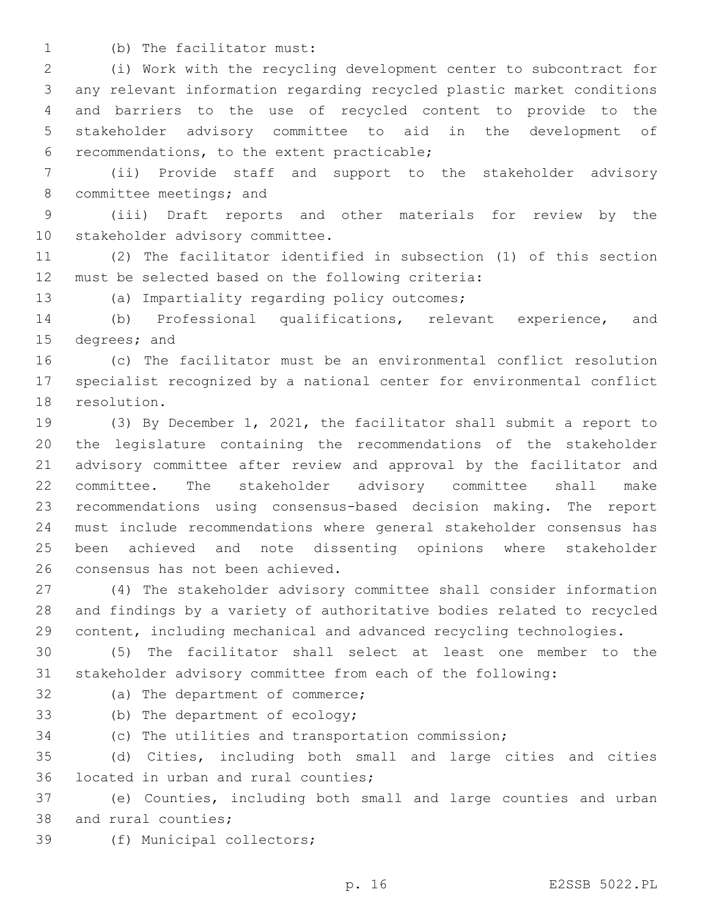(b) The facilitator must:

(i) Work with the recycling development center to subcontract for any relevant information regarding recycled plastic market conditions and barriers to the use of recycled content to provide to the stakeholder advisory committee to aid in the development of recommendations, to the extent practicable;

(ii) Provide staff and support to the stakeholder advisory committee meetings; and

(iii) Draft reports and other materials for review by the stakeholder advisory committee.

(2) The facilitator identified in subsection (1) of this section must be selected based on the following criteria:

(a) Impartiality regarding policy outcomes;

(b) Professional qualifications, relevant experience, and degrees; and

(c) The facilitator must be an environmental conflict resolution specialist recognized by a national center for environmental conflict resolution.

(3) By December 1, 2021, the facilitator shall submit a report to the legislature containing the recommendations of the stakeholder advisory committee after review and approval by the facilitator and committee. The stakeholder advisory committee shall make recommendations using consensus-based decision making. The report must include recommendations where general stakeholder consensus has been achieved and note dissenting opinions where stakeholder consensus has not been achieved.

(4) The stakeholder advisory committee shall consider information and findings by a variety of authoritative bodies related to recycled content, including mechanical and advanced recycling technologies.

(5) The facilitator shall select at least one member to the stakeholder advisory committee from each of the following:

(a) The department of commerce;

(b) The department of ecology;

(c) The utilities and transportation commission;

(d) Cities, including both small and large cities and cities located in urban and rural counties;

(e) Counties, including both small and large counties and urban and rural counties;

(f) Municipal collectors;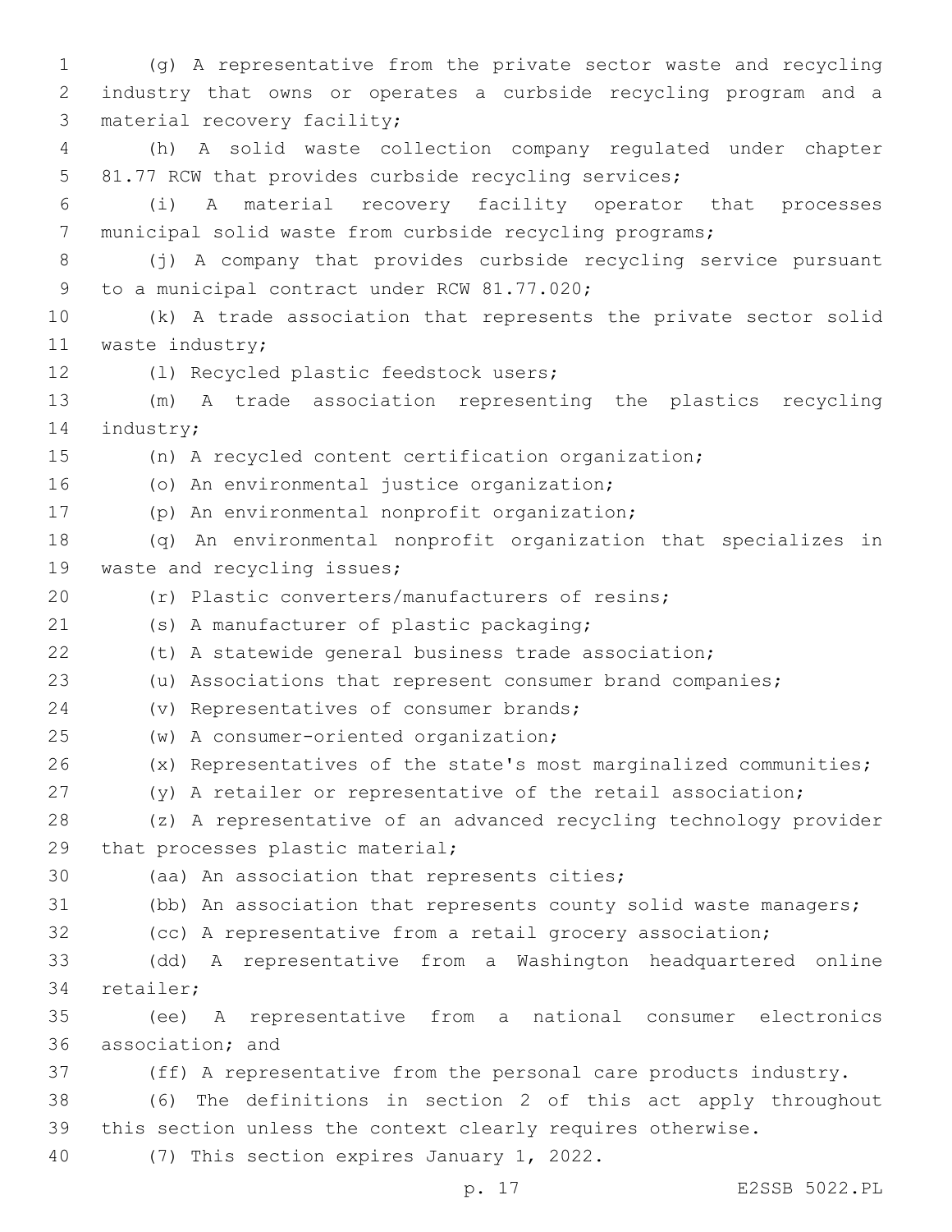(g) A representative from the private sector waste and recycling industry that owns or operates a curbside recycling program and a material recovery facility;

(h) A solid waste collection company regulated under chapter 81.77 RCW that provides curbside recycling services;

(i) A material recovery facility operator that processes municipal solid waste from curbside recycling programs;

(j) A company that provides curbside recycling service pursuant to a municipal contract under RCW 81.77.020;

(k) A trade association that represents the private sector solid waste industry;

(l) Recycled plastic feedstock users;

(m) A trade association representing the plastics recycling industry;

(n) A recycled content certification organization;

(o) An environmental justice organization;

(p) An environmental nonprofit organization;

(q) An environmental nonprofit organization that specializes in waste and recycling issues;

(r) Plastic converters/manufacturers of resins;

(s) A manufacturer of plastic packaging;

(t) A statewide general business trade association;

(u) Associations that represent consumer brand companies;

(v) Representatives of consumer brands;

(w) A consumer-oriented organization;

(x) Representatives of the state's most marginalized communities;

(y) A retailer or representative of the retail association;

(z) A representative of an advanced recycling technology provider that processes plastic material;

(aa) An association that represents cities;

(bb) An association that represents county solid waste managers;

(cc) A representative from a retail grocery association;

(dd) A representative from a Washington headquartered online retailer;

(ee) A representative from a national consumer electronics association; and

(ff) A representative from the personal care products industry.

(6) The definitions in section 2 of this act apply throughout this section unless the context clearly requires otherwise.

(7) This section expires January 1, 2022.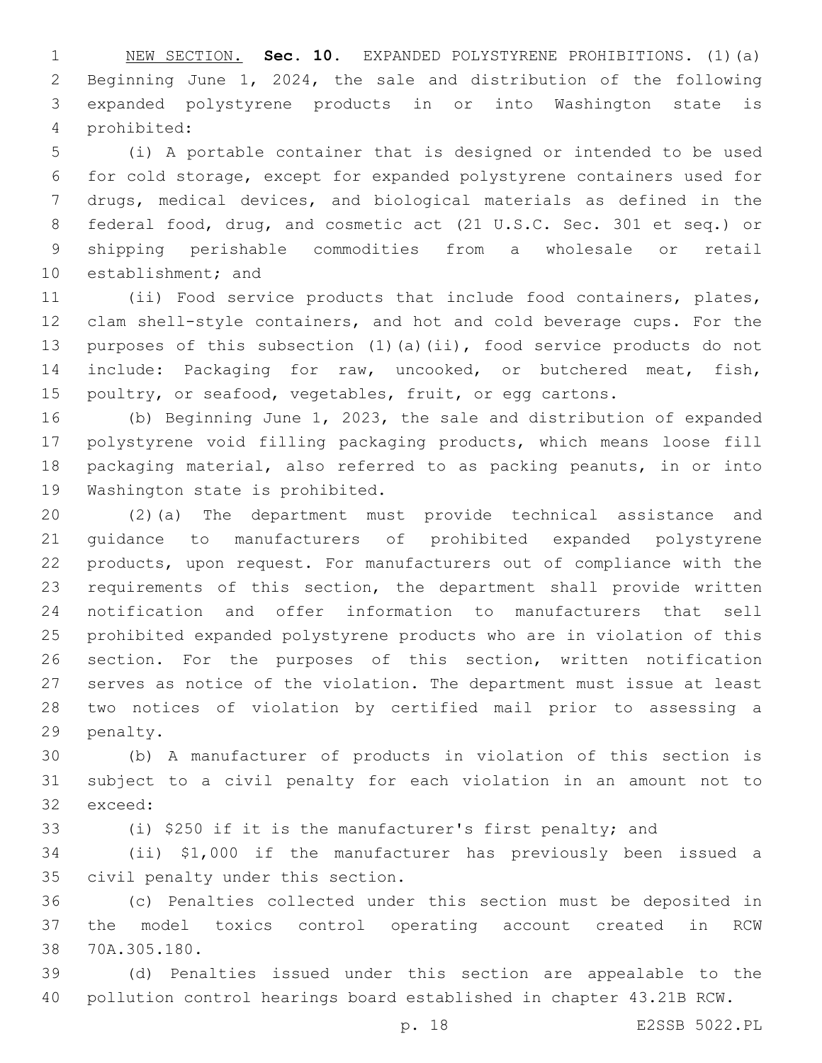NEW SECTION. **Sec. 10.** EXPANDED POLYSTYRENE PROHIBITIONS. (1)(a) Beginning June 1, 2024, the sale and distribution of the following expanded polystyrene products in or into Washington state is prohibited:

(i) A portable container that is designed or intended to be used for cold storage, except for expanded polystyrene containers used for drugs, medical devices, and biological materials as defined in the federal food, drug, and cosmetic act (21 U.S.C. Sec. 301 et seq.) or shipping perishable commodities from a wholesale or retail establishment; and

(ii) Food service products that include food containers, plates, clam shell-style containers, and hot and cold beverage cups. For the purposes of this subsection (1)(a)(ii), food service products do not include: Packaging for raw, uncooked, or butchered meat, fish, poultry, or seafood, vegetables, fruit, or egg cartons.

(b) Beginning June 1, 2023, the sale and distribution of expanded polystyrene void filling packaging products, which means loose fill packaging material, also referred to as packing peanuts, in or into Washington state is prohibited.

(2)(a) The department must provide technical assistance and guidance to manufacturers of prohibited expanded polystyrene products, upon request. For manufacturers out of compliance with the requirements of this section, the department shall provide written notification and offer information to manufacturers that sell prohibited expanded polystyrene products who are in violation of this section. For the purposes of this section, written notification serves as notice of the violation. The department must issue at least two notices of violation by certified mail prior to assessing a penalty.

(b) A manufacturer of products in violation of this section is subject to a civil penalty for each violation in an amount not to exceed:

(i) $250 if it is the manufacturer's first penalty; and

(ii) $1,000 if the manufacturer has previously been issued a civil penalty under this section.

(c) Penalties collected under this section must be deposited in the model toxics control operating account created in RCW 70A.305.180.

(d) Penalties issued under this section are appealable to the pollution control hearings board established in chapter 43.21B RCW.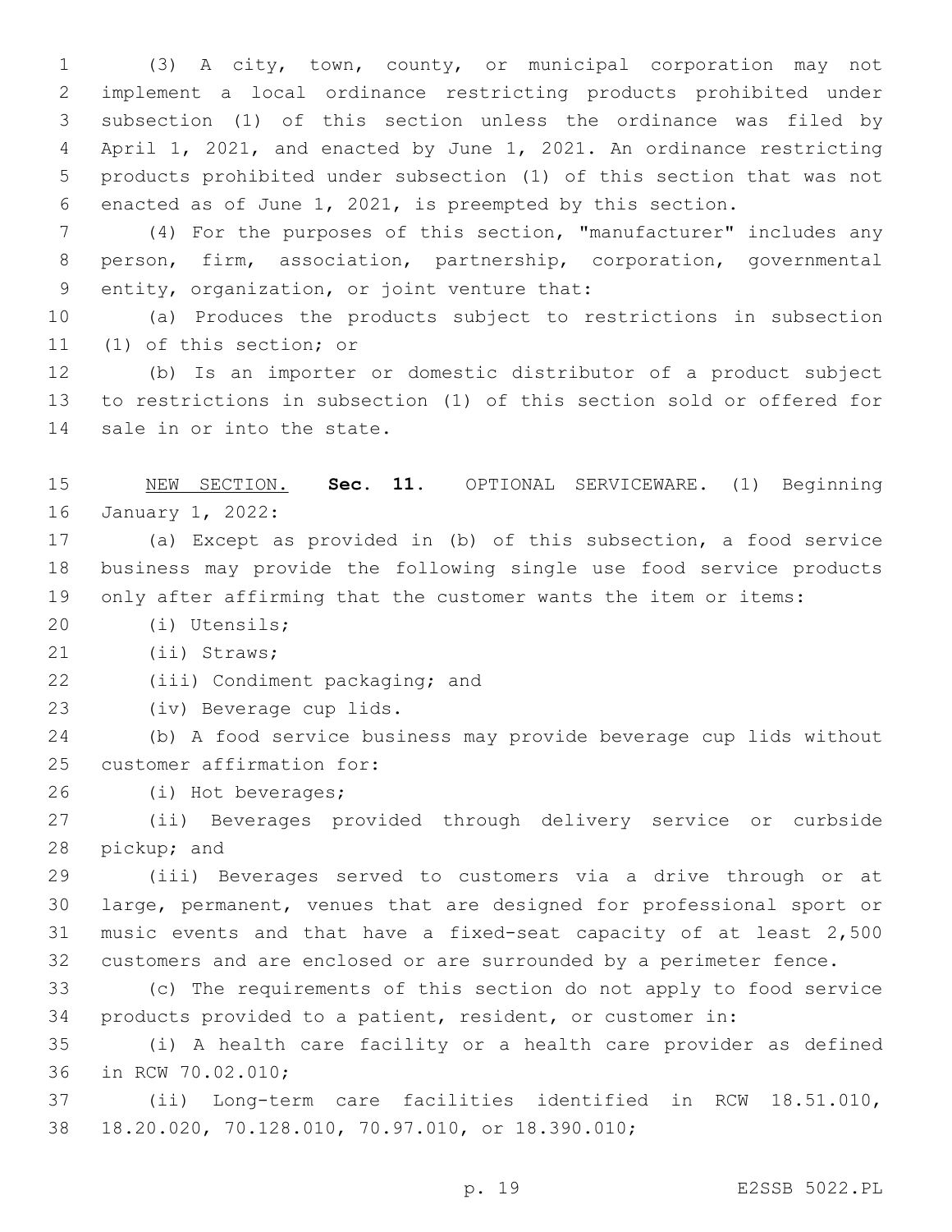(3) A city, town, county, or municipal corporation may not implement a local ordinance restricting products prohibited under subsection (1) of this section unless the ordinance was filed by April 1, 2021, and enacted by June 1, 2021. An ordinance restricting products prohibited under subsection (1) of this section that was not enacted as of June 1, 2021, is preempted by this section.

(4) For the purposes of this section, "manufacturer" includes any person, firm, association, partnership, corporation, governmental entity, organization, or joint venture that:

(a) Produces the products subject to restrictions in subsection (1) of this section; or

(b) Is an importer or domestic distributor of a product subject to restrictions in subsection (1) of this section sold or offered for sale in or into the state.

NEW SECTION. **Sec. 11.** OPTIONAL SERVICEWARE. (1) Beginning January 1, 2022:

(a) Except as provided in (b) of this subsection, a food service business may provide the following single use food service products only after affirming that the customer wants the item or items:

(i) Utensils;

(ii) Straws;

(iii) Condiment packaging; and

(iv) Beverage cup lids.

(b) A food service business may provide beverage cup lids without customer affirmation for:

(i) Hot beverages;

(ii) Beverages provided through delivery service or curbside pickup; and

(iii) Beverages served to customers via a drive through or at large, permanent, venues that are designed for professional sport or music events and that have a fixed-seat capacity of at least 2,500 customers and are enclosed or are surrounded by a perimeter fence.

(c) The requirements of this section do not apply to food service products provided to a patient, resident, or customer in:

(i) A health care facility or a health care provider as defined in RCW 70.02.010;

(ii) Long-term care facilities identified in RCW 18.51.010, 18.20.020, 70.128.010, 70.97.010, or 18.390.010;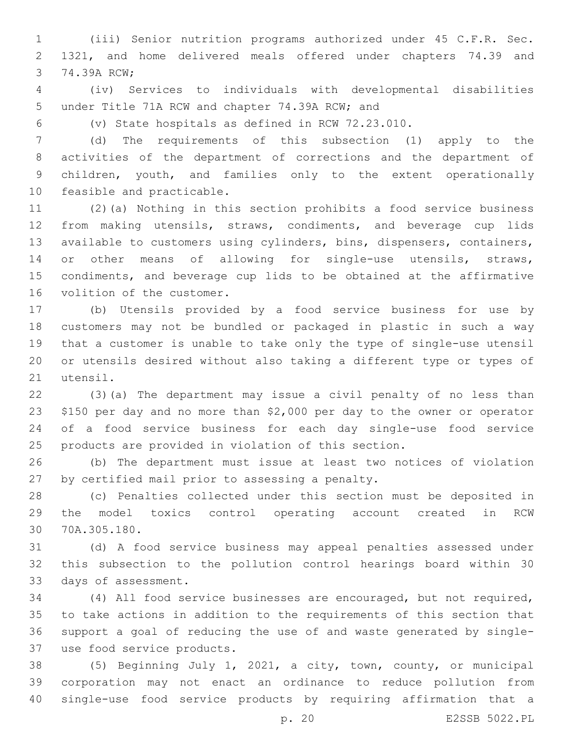(iii) Senior nutrition programs authorized under 45 C.F.R. Sec. 1321, and home delivered meals offered under chapters 74.39 and 74.39A RCW;

(iv) Services to individuals with developmental disabilities under Title 71A RCW and chapter 74.39A RCW; and

(v) State hospitals as defined in RCW 72.23.010.

(d) The requirements of this subsection (1) apply to the activities of the department of corrections and the department of children, youth, and families only to the extent operationally feasible and practicable.

(2)(a) Nothing in this section prohibits a food service business from making utensils, straws, condiments, and beverage cup lids available to customers using cylinders, bins, dispensers, containers, or other means of allowing for single-use utensils, straws, condiments, and beverage cup lids to be obtained at the affirmative volition of the customer.

(b) Utensils provided by a food service business for use by customers may not be bundled or packaged in plastic in such a way that a customer is unable to take only the type of single-use utensil or utensils desired without also taking a different type or types of utensil.

(3)(a) The department may issue a civil penalty of no less than $150 per day and no more than $2,000 per day to the owner or operator of a food service business for each day single-use food service products are provided in violation of this section.

(b) The department must issue at least two notices of violation by certified mail prior to assessing a penalty.

(c) Penalties collected under this section must be deposited in the model toxics control operating account created in RCW 70A.305.180.

(d) A food service business may appeal penalties assessed under this subsection to the pollution control hearings board within 30 days of assessment.

(4) All food service businesses are encouraged, but not required, to take actions in addition to the requirements of this section that support a goal of reducing the use of and waste generated by single-use food service products.

(5) Beginning July 1, 2021, a city, town, county, or municipal corporation may not enact an ordinance to reduce pollution from single-use food service products by requiring affirmation that a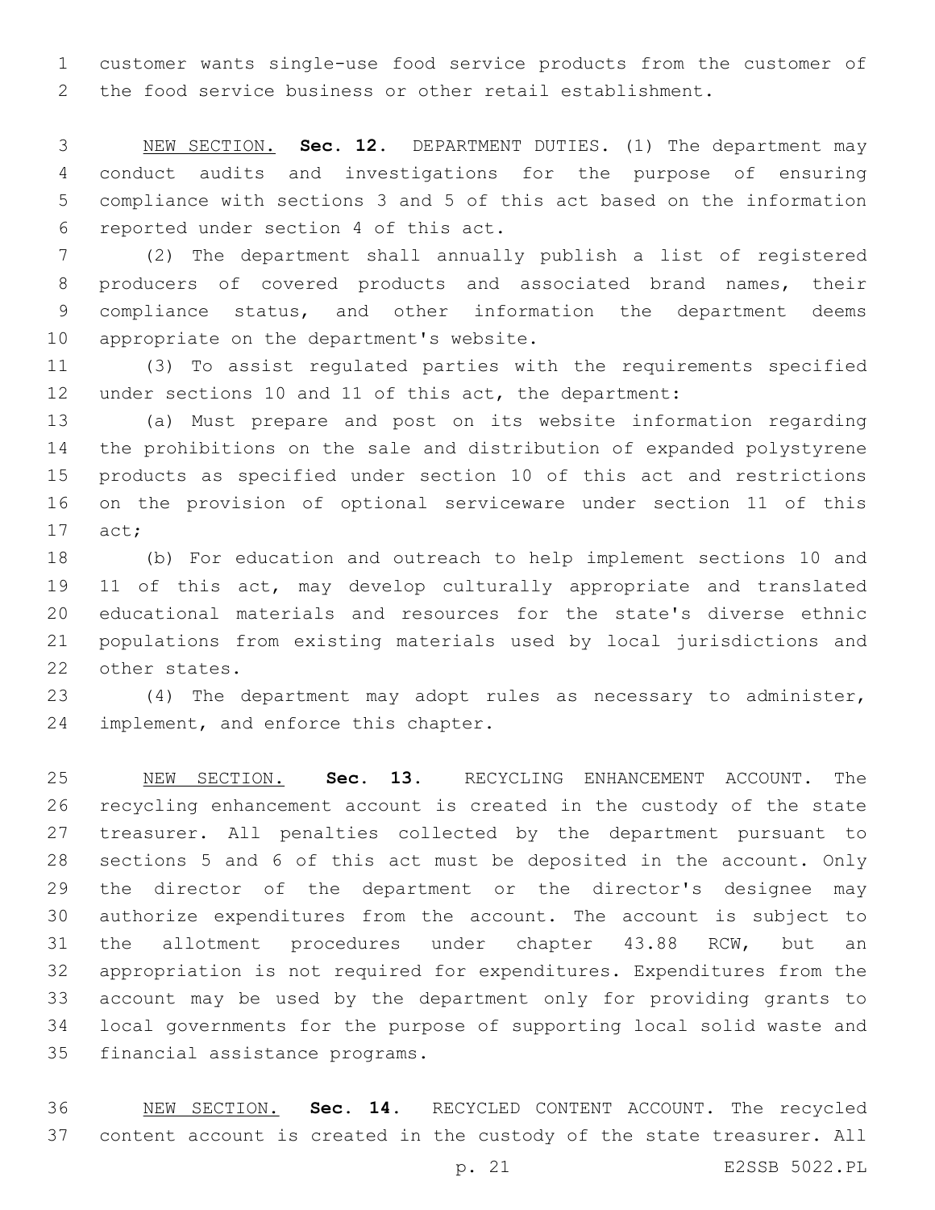customer wants single-use food service products from the customer of the food service business or other retail establishment.

<u>NEW SECTION.</u> **Sec. 12.** DEPARTMENT DUTIES. (1) The department may conduct audits and investigations for the purpose of ensuring compliance with sections 3 and 5 of this act based on the information reported under section 4 of this act.

(2) The department shall annually publish a list of registered producers of covered products and associated brand names, their compliance status, and other information the department deems appropriate on the department's website.

(3) To assist regulated parties with the requirements specified under sections 10 and 11 of this act, the department:

(a) Must prepare and post on its website information regarding the prohibitions on the sale and distribution of expanded polystyrene products as specified under section 10 of this act and restrictions on the provision of optional serviceware under section 11 of this act;

(b) For education and outreach to help implement sections 10 and 11 of this act, may develop culturally appropriate and translated educational materials and resources for the state's diverse ethnic populations from existing materials used by local jurisdictions and other states.

(4) The department may adopt rules as necessary to administer, implement, and enforce this chapter.

<u>NEW SECTION.</u> **Sec. 13.** RECYCLING ENHANCEMENT ACCOUNT. The recycling enhancement account is created in the custody of the state treasurer. All penalties collected by the department pursuant to sections 5 and 6 of this act must be deposited in the account. Only the director of the department or the director's designee may authorize expenditures from the account. The account is subject to the allotment procedures under chapter 43.88 RCW, but an appropriation is not required for expenditures. Expenditures from the account may be used by the department only for providing grants to local governments for the purpose of supporting local solid waste and financial assistance programs.

<u>NEW SECTION.</u> **Sec. 14.** RECYCLED CONTENT ACCOUNT. The recycled content account is created in the custody of the state treasurer. All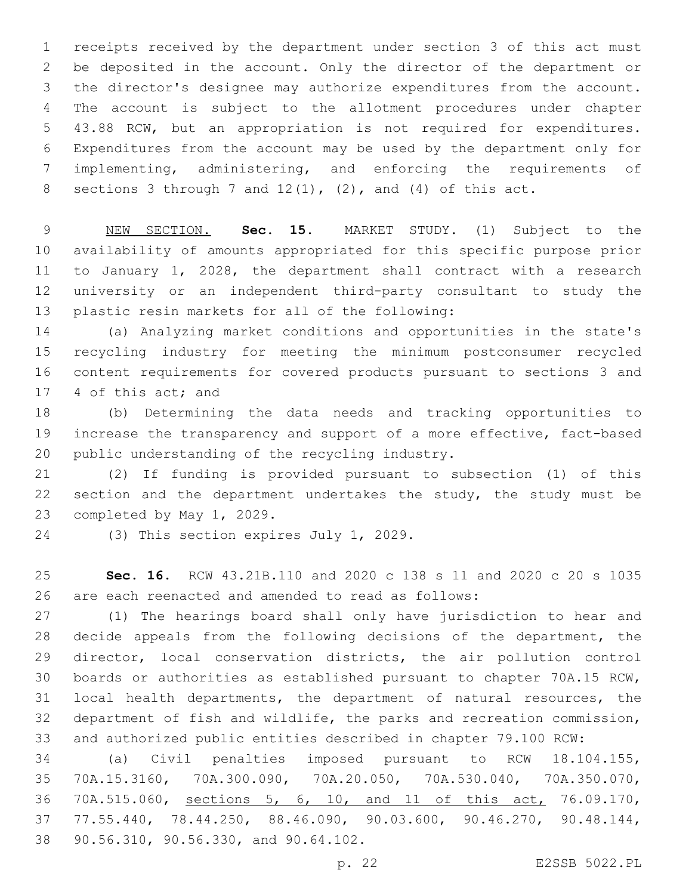receipts received by the department under section 3 of this act must be deposited in the account. Only the director of the department or the director's designee may authorize expenditures from the account. The account is subject to the allotment procedures under chapter 43.88 RCW, but an appropriation is not required for expenditures. Expenditures from the account may be used by the department only for implementing, administering, and enforcing the requirements of sections 3 through 7 and 12(1), (2), and (4) of this act.

<u>NEW SECTION.</u> **Sec. 15.** MARKET STUDY. (1) Subject to the availability of amounts appropriated for this specific purpose prior to January 1, 2028, the department shall contract with a research university or an independent third-party consultant to study the plastic resin markets for all of the following:

(a) Analyzing market conditions and opportunities in the state's recycling industry for meeting the minimum postconsumer recycled content requirements for covered products pursuant to sections 3 and 4 of this act; and

(b) Determining the data needs and tracking opportunities to increase the transparency and support of a more effective, fact-based public understanding of the recycling industry.

(2) If funding is provided pursuant to subsection (1) of this section and the department undertakes the study, the study must be completed by May 1, 2029.

(3) This section expires July 1, 2029.

**Sec. 16.** RCW 43.21B.110 and 2020 c 138 s 11 and 2020 c 20 s 1035 are each reenacted and amended to read as follows:

(1) The hearings board shall only have jurisdiction to hear and decide appeals from the following decisions of the department, the director, local conservation districts, the air pollution control boards or authorities as established pursuant to chapter 70A.15 RCW, local health departments, the department of natural resources, the department of fish and wildlife, the parks and recreation commission, and authorized public entities described in chapter 79.100 RCW:

(a) Civil penalties imposed pursuant to RCW 18.104.155, 70A.15.3160, 70A.300.090, 70A.20.050, 70A.530.040, 70A.350.070, 70A.515.060, <u>sections 5, 6, 10, and 11 of this act,</u> 76.09.170, 77.55.440, 78.44.250, 88.46.090, 90.03.600, 90.46.270, 90.48.144, 90.56.310, 90.56.330, and 90.64.102.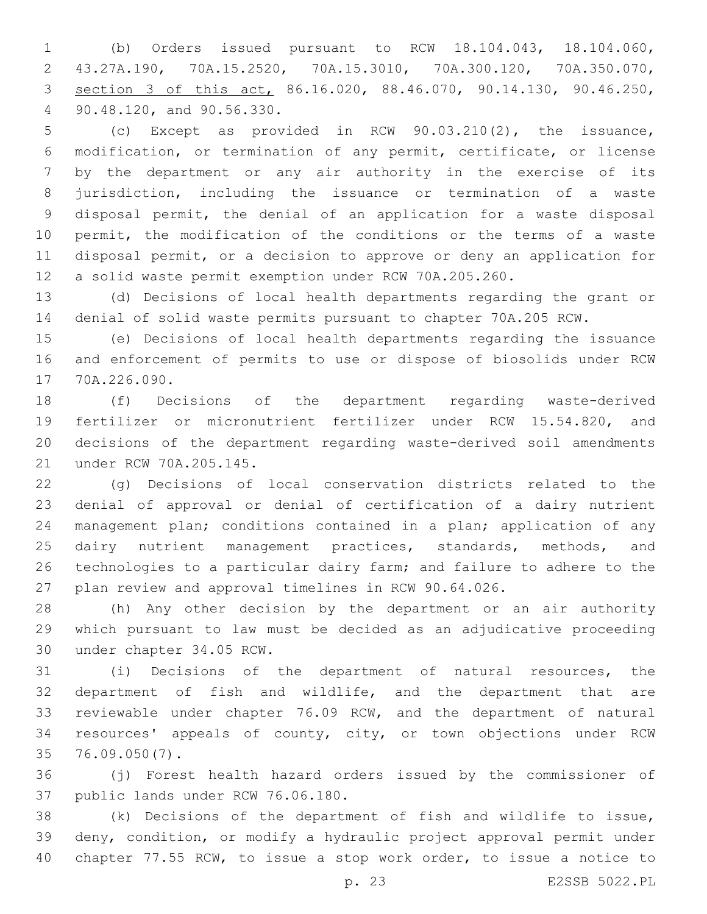(b) Orders issued pursuant to RCW 18.104.043, 18.104.060, 43.27A.190, 70A.15.2520, 70A.15.3010, 70A.300.120, 70A.350.070, <u>section 3 of this act,</u> 86.16.020, 88.46.070, 90.14.130, 90.46.250, 90.48.120, and 90.56.330.

(c) Except as provided in RCW 90.03.210(2), the issuance, modification, or termination of any permit, certificate, or license by the department or any air authority in the exercise of its jurisdiction, including the issuance or termination of a waste disposal permit, the denial of an application for a waste disposal permit, the modification of the conditions or the terms of a waste disposal permit, or a decision to approve or deny an application for a solid waste permit exemption under RCW 70A.205.260.

(d) Decisions of local health departments regarding the grant or denial of solid waste permits pursuant to chapter 70A.205 RCW.

(e) Decisions of local health departments regarding the issuance and enforcement of permits to use or dispose of biosolids under RCW 70A.226.090.

(f) Decisions of the department regarding waste-derived fertilizer or micronutrient fertilizer under RCW 15.54.820, and decisions of the department regarding waste-derived soil amendments under RCW 70A.205.145.

(g) Decisions of local conservation districts related to the denial of approval or denial of certification of a dairy nutrient management plan; conditions contained in a plan; application of any dairy nutrient management practices, standards, methods, and technologies to a particular dairy farm; and failure to adhere to the plan review and approval timelines in RCW 90.64.026.

(h) Any other decision by the department or an air authority which pursuant to law must be decided as an adjudicative proceeding under chapter 34.05 RCW.

(i) Decisions of the department of natural resources, the department of fish and wildlife, and the department that are reviewable under chapter 76.09 RCW, and the department of natural resources' appeals of county, city, or town objections under RCW 76.09.050(7).

(j) Forest health hazard orders issued by the commissioner of public lands under RCW 76.06.180.

(k) Decisions of the department of fish and wildlife to issue, deny, condition, or modify a hydraulic project approval permit under chapter 77.55 RCW, to issue a stop work order, to issue a notice to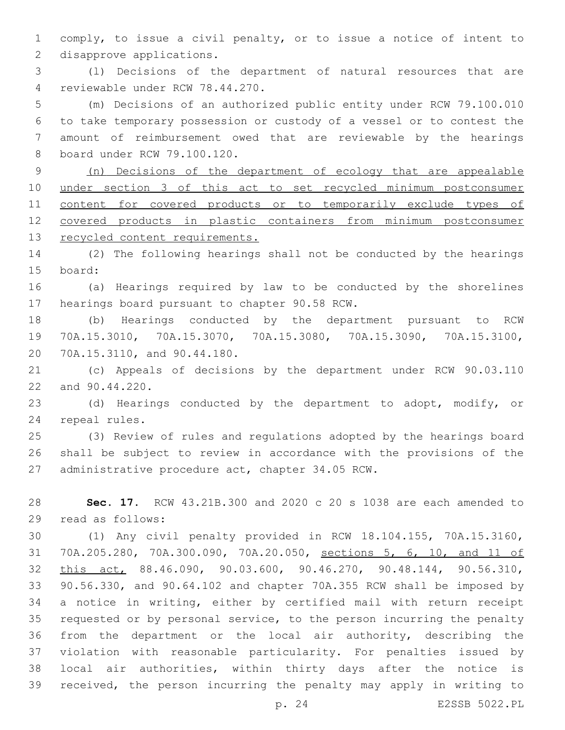comply, to issue a civil penalty, or to issue a notice of intent to disapprove applications.

(l) Decisions of the department of natural resources that are reviewable under RCW 78.44.270.

(m) Decisions of an authorized public entity under RCW 79.100.010 to take temporary possession or custody of a vessel or to contest the amount of reimbursement owed that are reviewable by the hearings board under RCW 79.100.120.

(n) Decisions of the department of ecology that are appealable under section 3 of this act to set recycled minimum postconsumer content for covered products or to temporarily exclude types of covered products in plastic containers from minimum postconsumer recycled content requirements.

(2) The following hearings shall not be conducted by the hearings board:

(a) Hearings required by law to be conducted by the shorelines hearings board pursuant to chapter 90.58 RCW.

(b) Hearings conducted by the department pursuant to RCW 70A.15.3010, 70A.15.3070, 70A.15.3080, 70A.15.3090, 70A.15.3100, 70A.15.3110, and 90.44.180.

(c) Appeals of decisions by the department under RCW 90.03.110 and 90.44.220.

(d) Hearings conducted by the department to adopt, modify, or repeal rules.

(3) Review of rules and regulations adopted by the hearings board shall be subject to review in accordance with the provisions of the administrative procedure act, chapter 34.05 RCW.

**Sec. 17.** RCW 43.21B.300 and 2020 c 20 s 1038 are each amended to read as follows:

(1) Any civil penalty provided in RCW 18.104.155, 70A.15.3160, 70A.205.280, 70A.300.090, 70A.20.050, sections 5, 6, 10, and 11 of this act, 88.46.090, 90.03.600, 90.46.270, 90.48.144, 90.56.310, 90.56.330, and 90.64.102 and chapter 70A.355 RCW shall be imposed by a notice in writing, either by certified mail with return receipt requested or by personal service, to the person incurring the penalty from the department or the local air authority, describing the violation with reasonable particularity. For penalties issued by local air authorities, within thirty days after the notice is received, the person incurring the penalty may apply in writing to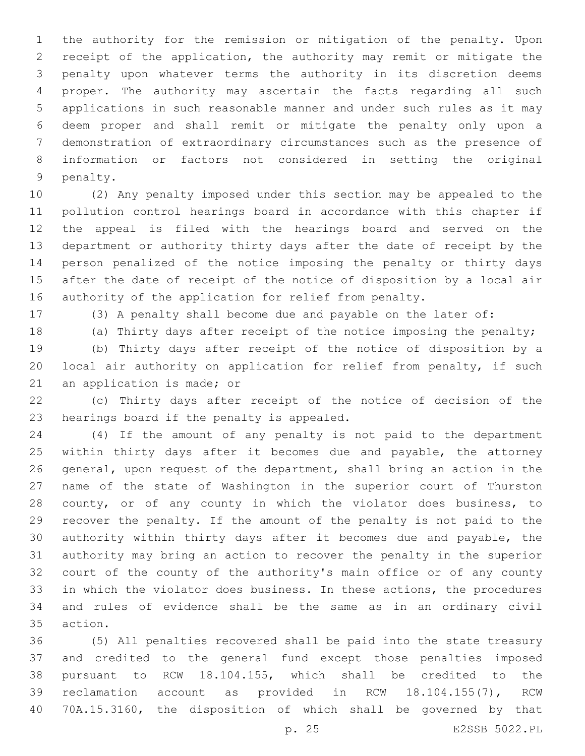the authority for the remission or mitigation of the penalty. Upon receipt of the application, the authority may remit or mitigate the penalty upon whatever terms the authority in its discretion deems proper. The authority may ascertain the facts regarding all such applications in such reasonable manner and under such rules as it may deem proper and shall remit or mitigate the penalty only upon a demonstration of extraordinary circumstances such as the presence of information or factors not considered in setting the original penalty.

(2) Any penalty imposed under this section may be appealed to the pollution control hearings board in accordance with this chapter if the appeal is filed with the hearings board and served on the department or authority thirty days after the date of receipt by the person penalized of the notice imposing the penalty or thirty days after the date of receipt of the notice of disposition by a local air authority of the application for relief from penalty.

(3) A penalty shall become due and payable on the later of:

(a) Thirty days after receipt of the notice imposing the penalty;

(b) Thirty days after receipt of the notice of disposition by a local air authority on application for relief from penalty, if such an application is made; or

(c) Thirty days after receipt of the notice of decision of the hearings board if the penalty is appealed.

(4) If the amount of any penalty is not paid to the department within thirty days after it becomes due and payable, the attorney general, upon request of the department, shall bring an action in the name of the state of Washington in the superior court of Thurston county, or of any county in which the violator does business, to recover the penalty. If the amount of the penalty is not paid to the authority within thirty days after it becomes due and payable, the authority may bring an action to recover the penalty in the superior court of the county of the authority's main office or of any county in which the violator does business. In these actions, the procedures and rules of evidence shall be the same as in an ordinary civil action.

(5) All penalties recovered shall be paid into the state treasury and credited to the general fund except those penalties imposed pursuant to RCW 18.104.155, which shall be credited to the reclamation account as provided in RCW 18.104.155(7), RCW 70A.15.3160, the disposition of which shall be governed by that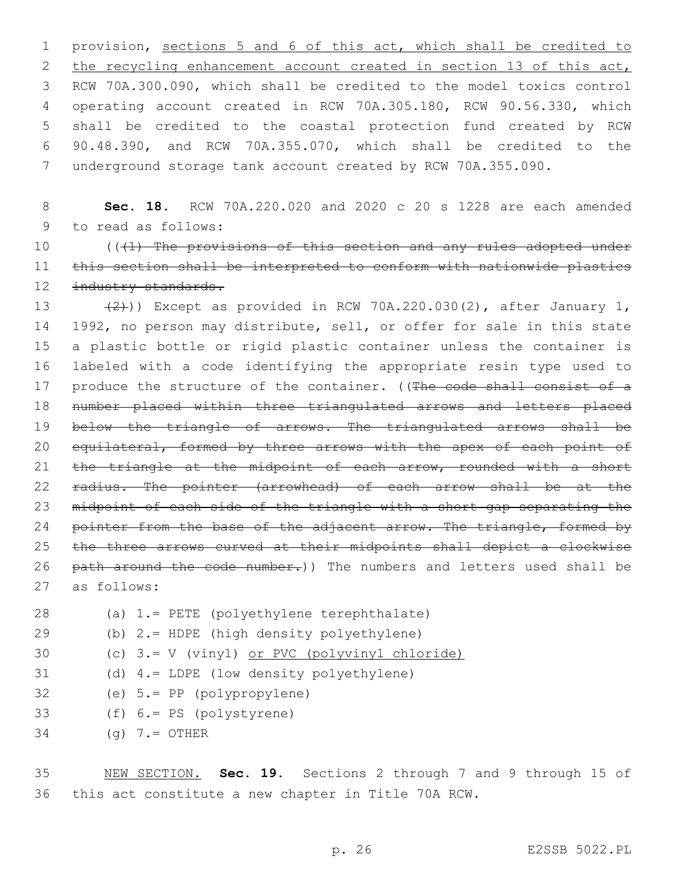provision, sections 5 and 6 of this act, which shall be credited to the recycling enhancement account created in section 13 of this act, RCW 70A.300.090, which shall be credited to the model toxics control operating account created in RCW 70A.305.180, RCW 90.56.330, which shall be credited to the coastal protection fund created by RCW 90.48.390, and RCW 70A.355.070, which shall be credited to the underground storage tank account created by RCW 70A.355.090.

**Sec. 18.** RCW 70A.220.020 and 2020 c 20 s 1228 are each amended to read as follows:

(((1) The provisions of this section and any rules adopted under this section shall be interpreted to conform with nationwide plastics industry standards.

(2))) Except as provided in RCW 70A.220.030(2), after January 1, 1992, no person may distribute, sell, or offer for sale in this state a plastic bottle or rigid plastic container unless the container is labeled with a code identifying the appropriate resin type used to produce the structure of the container. ((The code shall consist of a number placed within three triangulated arrows and letters placed below the triangle of arrows. The triangulated arrows shall be equilateral, formed by three arrows with the apex of each point of the triangle at the midpoint of each arrow, rounded with a short radius. The pointer (arrowhead) of each arrow shall be at the midpoint of each side of the triangle with a short gap separating the pointer from the base of the adjacent arrow. The triangle, formed by the three arrows curved at their midpoints shall depict a clockwise path around the code number.)) The numbers and letters used shall be as follows:

(a) 1.= PETE (polyethylene terephthalate)

(b) 2.= HDPE (high density polyethylene)

(c) 3.= V (vinyl) or PVC (polyvinyl chloride)

(d) 4.= LDPE (low density polyethylene)

(e) 5.= PP (polypropylene)

(f) 6.= PS (polystyrene)

(g) 7.= OTHER

NEW SECTION. **Sec. 19.** Sections 2 through 7 and 9 through 15 of this act constitute a new chapter in Title 70A RCW.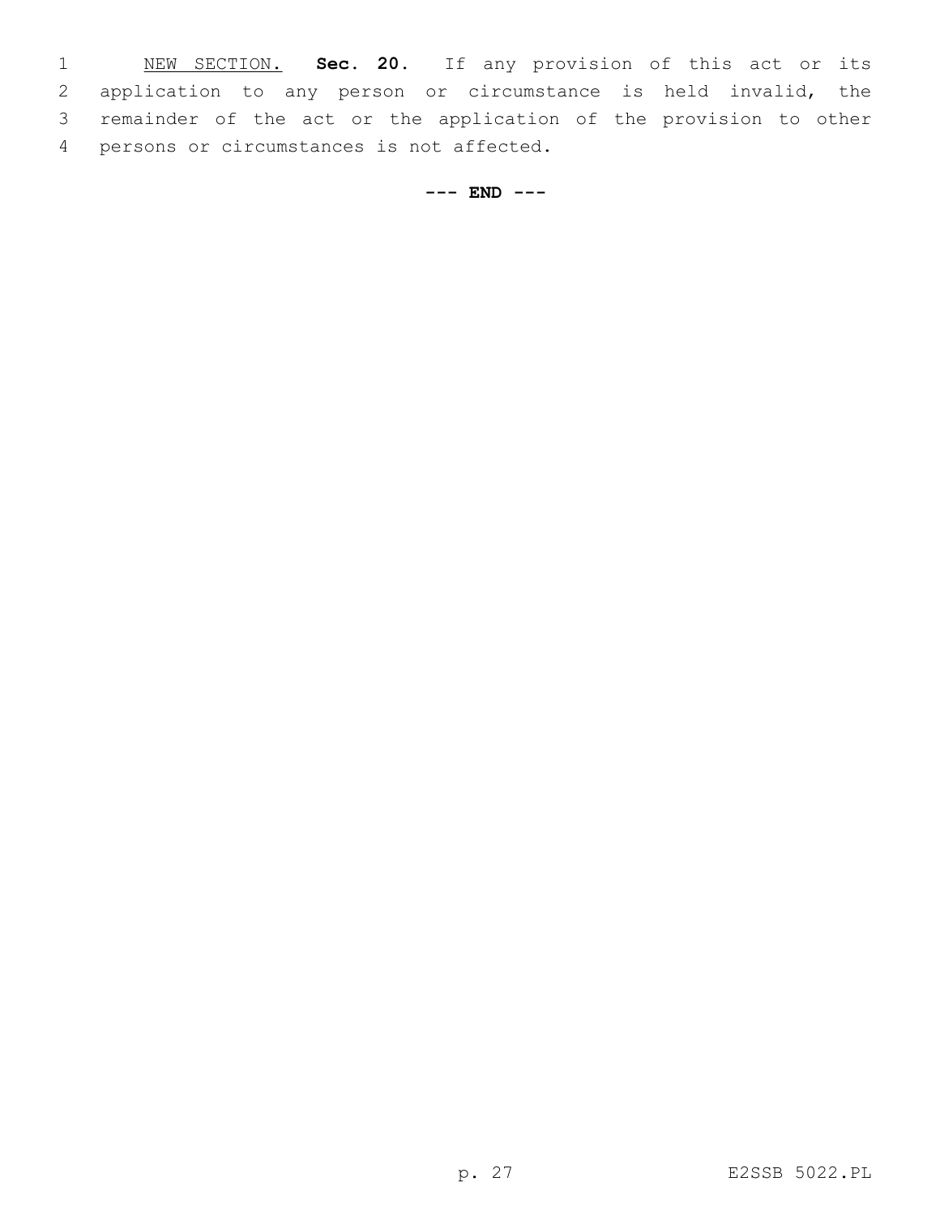NEW SECTION. **Sec. 20.** If any provision of this act or its application to any person or circumstance is held invalid, the remainder of the act or the application of the provision to other persons or circumstances is not affected.

**--- END ---**